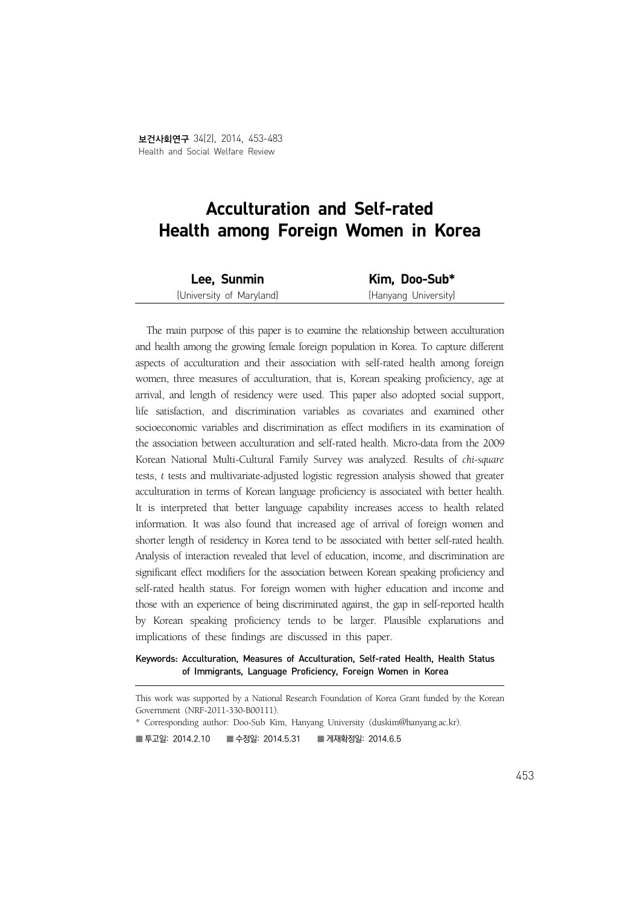# Acculturation and Self-rated Health among Foreign Women in Korea

| Lee, Sunmin | Kim, Doo-Sub* |
|---|---|
| (University of Maryland) | (Hanyang University) |

The main purpose of this paper is to examine the relationship between acculturation and health among the growing female foreign population in Korea. To capture different aspects of acculturation and their association with self-rated health among foreign women, three measures of acculturation, that is, Korean speaking proficiency, age at arrival, and length of residency were used. This paper also adopted social support, life satisfaction, and discrimination variables as covariates and examined other socioeconomic variables and discrimination as effect modifiers in its examination of the association between acculturation and self-rated health. Micro-data from the 2009 Korean National Multi-Cultural Family Survey was analyzed. Results of *chi-square* tests, *t* tests and multivariate-adjusted logistic regression analysis showed that greater acculturation in terms of Korean language proficiency is associated with better health. It is interpreted that better language capability increases access to health related information. It was also found that increased age of arrival of foreign women and shorter length of residency in Korea tend to be associated with better self-rated health. Analysis of interaction revealed that level of education, income, and discrimination are significant effect modifiers for the association between Korean speaking proficiency and self-rated health status. For foreign women with higher education and income and those with an experience of being discriminated against, the gap in self-reported health by Korean speaking proficiency tends to be larger. Plausible explanations and implications of these findings are discussed in this paper.

**Keywords: Acculturation, Measures of Acculturation, Self-rated Health, Health Status of Immigrants, Language Proficiency, Foreign Women in Korea**

---

This work was supported by a National Research Foundation of Korea Grant funded by the Korean Government (NRF-2011-330-B00111).

\* Corresponding author: Doo-Sub Kim, Hanyang University (duskim@hanyang.ac.kr).

■ 투고일: 2014.2.10 ■ 수정일: 2014.5.31 ■ 게재확정일: 2014.6.5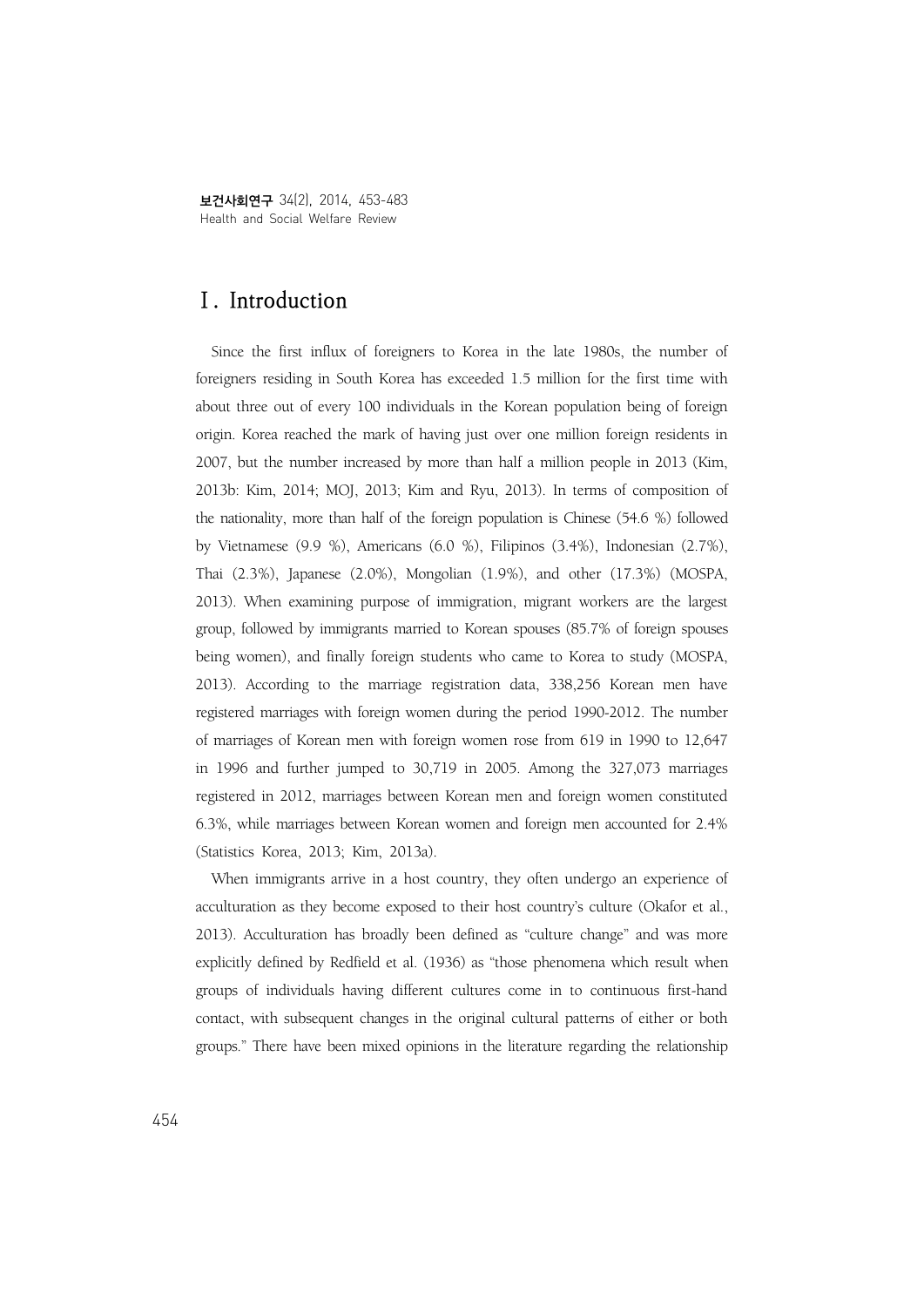# Ⅰ. Introduction

Since the first influx of foreigners to Korea in the late 1980s, the number of foreigners residing in South Korea has exceeded 1.5 million for the first time with about three out of every 100 individuals in the Korean population being of foreign origin. Korea reached the mark of having just over one million foreign residents in 2007, but the number increased by more than half a million people in 2013 (Kim, 2013b: Kim, 2014; MOJ, 2013; Kim and Ryu, 2013). In terms of composition of the nationality, more than half of the foreign population is Chinese (54.6 %) followed by Vietnamese (9.9 %), Americans (6.0 %), Filipinos (3.4%), Indonesian (2.7%), Thai (2.3%), Japanese (2.0%), Mongolian (1.9%), and other (17.3%) (MOSPA, 2013). When examining purpose of immigration, migrant workers are the largest group, followed by immigrants married to Korean spouses (85.7% of foreign spouses being women), and finally foreign students who came to Korea to study (MOSPA, 2013). According to the marriage registration data, 338,256 Korean men have registered marriages with foreign women during the period 1990-2012. The number of marriages of Korean men with foreign women rose from 619 in 1990 to 12,647 in 1996 and further jumped to 30,719 in 2005. Among the 327,073 marriages registered in 2012, marriages between Korean men and foreign women constituted 6.3%, while marriages between Korean women and foreign men accounted for 2.4% (Statistics Korea, 2013; Kim, 2013a).

When immigrants arrive in a host country, they often undergo an experience of acculturation as they become exposed to their host country's culture (Okafor et al., 2013). Acculturation has broadly been defined as "culture change" and was more explicitly defined by Redfield et al. (1936) as "those phenomena which result when groups of individuals having different cultures come in to continuous first-hand contact, with subsequent changes in the original cultural patterns of either or both groups." There have been mixed opinions in the literature regarding the relationship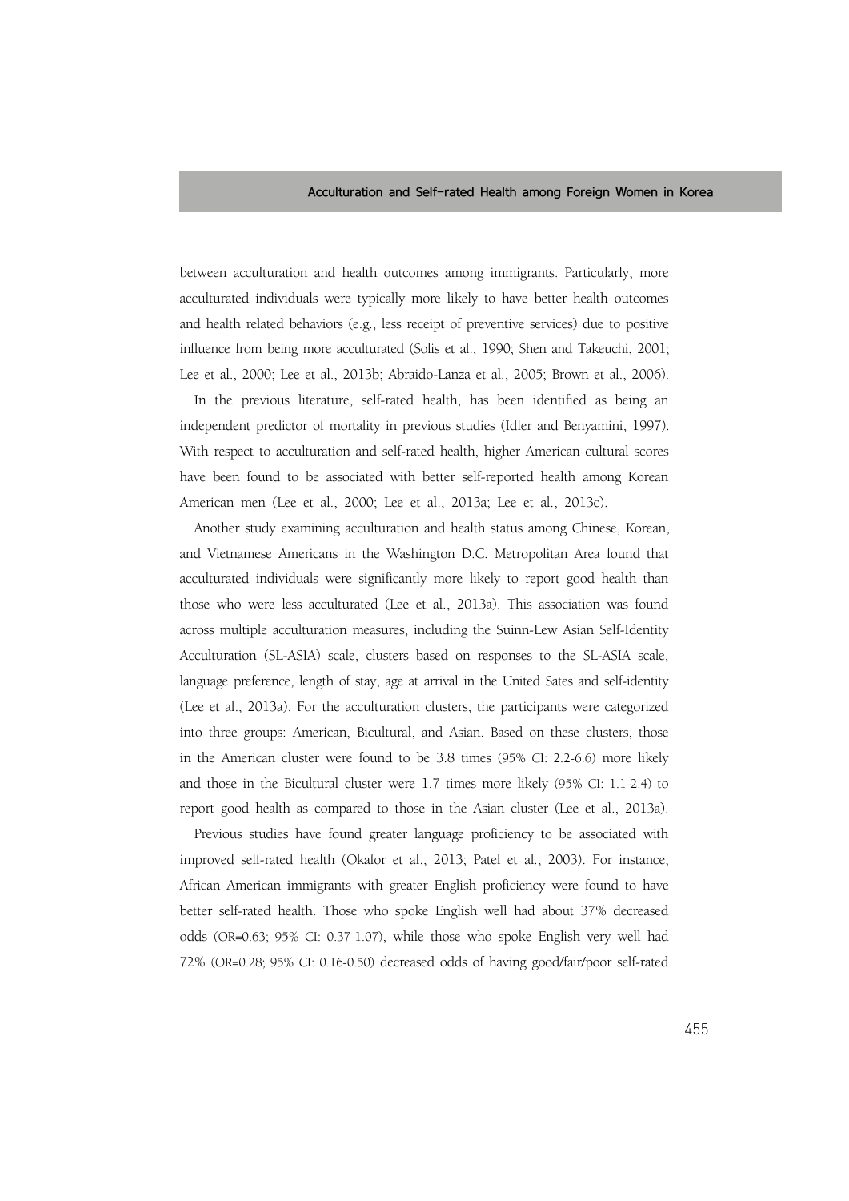between acculturation and health outcomes among immigrants. Particularly, more acculturated individuals were typically more likely to have better health outcomes and health related behaviors (e.g., less receipt of preventive services) due to positive influence from being more acculturated (Solis et al., 1990; Shen and Takeuchi, 2001; Lee et al., 2000; Lee et al., 2013b; Abraido-Lanza et al., 2005; Brown et al., 2006).

In the previous literature, self-rated health, has been identified as being an independent predictor of mortality in previous studies (Idler and Benyamini, 1997). With respect to acculturation and self-rated health, higher American cultural scores have been found to be associated with better self-reported health among Korean American men (Lee et al., 2000; Lee et al., 2013a; Lee et al., 2013c).

Another study examining acculturation and health status among Chinese, Korean, and Vietnamese Americans in the Washington D.C. Metropolitan Area found that acculturated individuals were significantly more likely to report good health than those who were less acculturated (Lee et al., 2013a). This association was found across multiple acculturation measures, including the Suinn-Lew Asian Self-Identity Acculturation (SL-ASIA) scale, clusters based on responses to the SL-ASIA scale, language preference, length of stay, age at arrival in the United Sates and self-identity (Lee et al., 2013a). For the acculturation clusters, the participants were categorized into three groups: American, Bicultural, and Asian. Based on these clusters, those in the American cluster were found to be 3.8 times (95% CI: 2.2-6.6) more likely and those in the Bicultural cluster were 1.7 times more likely (95% CI: 1.1-2.4) to report good health as compared to those in the Asian cluster (Lee et al., 2013a).

Previous studies have found greater language proficiency to be associated with improved self-rated health (Okafor et al., 2013; Patel et al., 2003). For instance, African American immigrants with greater English proficiency were found to have better self-rated health. Those who spoke English well had about 37% decreased odds (OR=0.63; 95% CI: 0.37-1.07), while those who spoke English very well had 72% (OR=0.28; 95% CI: 0.16-0.50) decreased odds of having good/fair/poor self-rated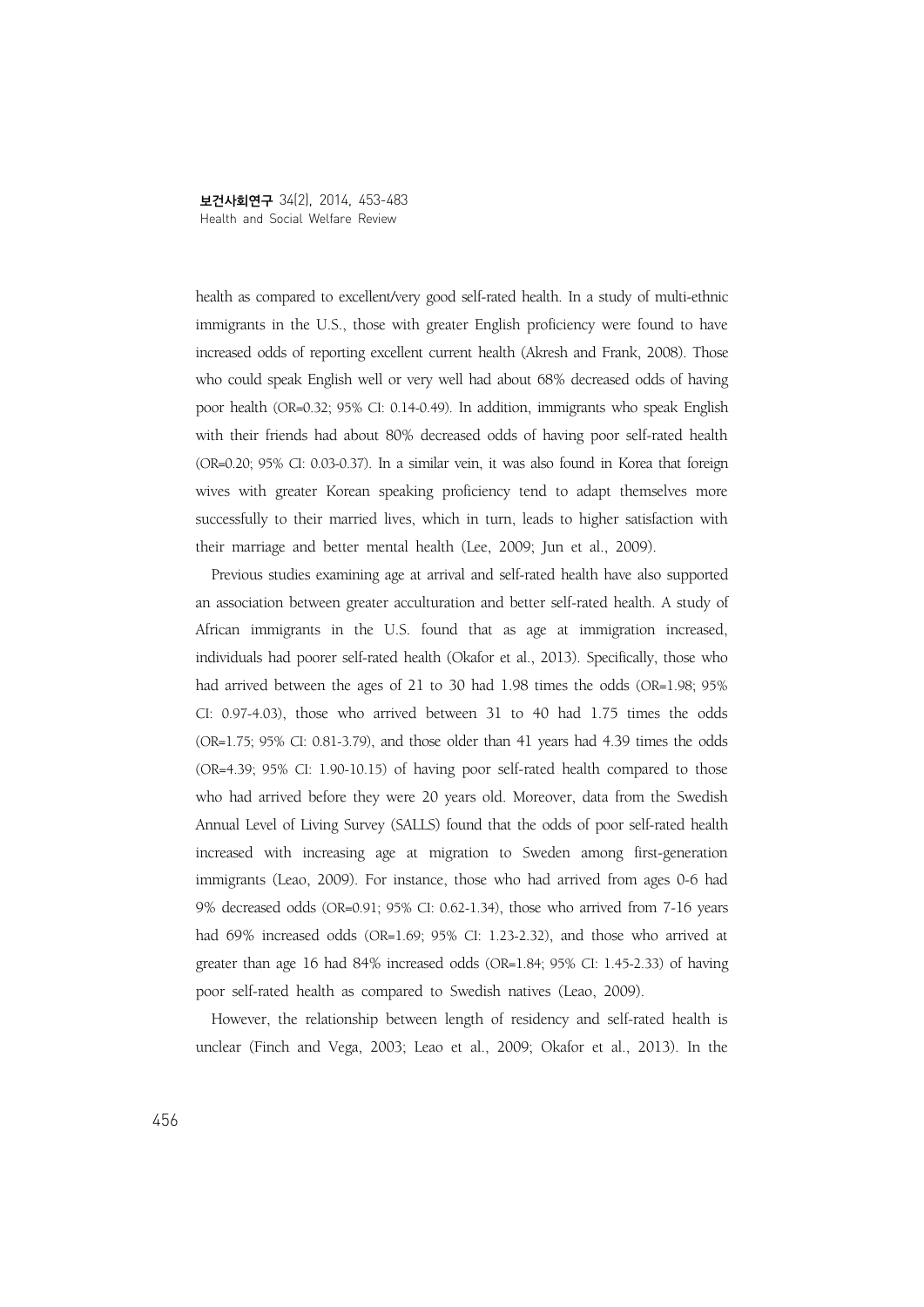health as compared to excellent/very good self-rated health. In a study of multi-ethnic immigrants in the U.S., those with greater English proficiency were found to have increased odds of reporting excellent current health (Akresh and Frank, 2008). Those who could speak English well or very well had about 68% decreased odds of having poor health (OR=0.32; 95% CI: 0.14-0.49). In addition, immigrants who speak English with their friends had about 80% decreased odds of having poor self-rated health (OR=0.20; 95% CI: 0.03-0.37). In a similar vein, it was also found in Korea that foreign wives with greater Korean speaking proficiency tend to adapt themselves more successfully to their married lives, which in turn, leads to higher satisfaction with their marriage and better mental health (Lee, 2009; Jun et al., 2009).

Previous studies examining age at arrival and self-rated health have also supported an association between greater acculturation and better self-rated health. A study of African immigrants in the U.S. found that as age at immigration increased, individuals had poorer self-rated health (Okafor et al., 2013). Specifically, those who had arrived between the ages of 21 to 30 had 1.98 times the odds (OR=1.98; 95% CI: 0.97-4.03), those who arrived between 31 to 40 had 1.75 times the odds (OR=1.75; 95% CI: 0.81-3.79), and those older than 41 years had 4.39 times the odds (OR=4.39; 95% CI: 1.90-10.15) of having poor self-rated health compared to those who had arrived before they were 20 years old. Moreover, data from the Swedish Annual Level of Living Survey (SALLS) found that the odds of poor self-rated health increased with increasing age at migration to Sweden among first-generation immigrants (Leao, 2009). For instance, those who had arrived from ages 0-6 had 9% decreased odds (OR=0.91; 95% CI: 0.62-1.34), those who arrived from 7-16 years had 69% increased odds (OR=1.69; 95% CI: 1.23-2.32), and those who arrived at greater than age 16 had 84% increased odds (OR=1.84; 95% CI: 1.45-2.33) of having poor self-rated health as compared to Swedish natives (Leao, 2009).

However, the relationship between length of residency and self-rated health is unclear (Finch and Vega, 2003; Leao et al., 2009; Okafor et al., 2013). In the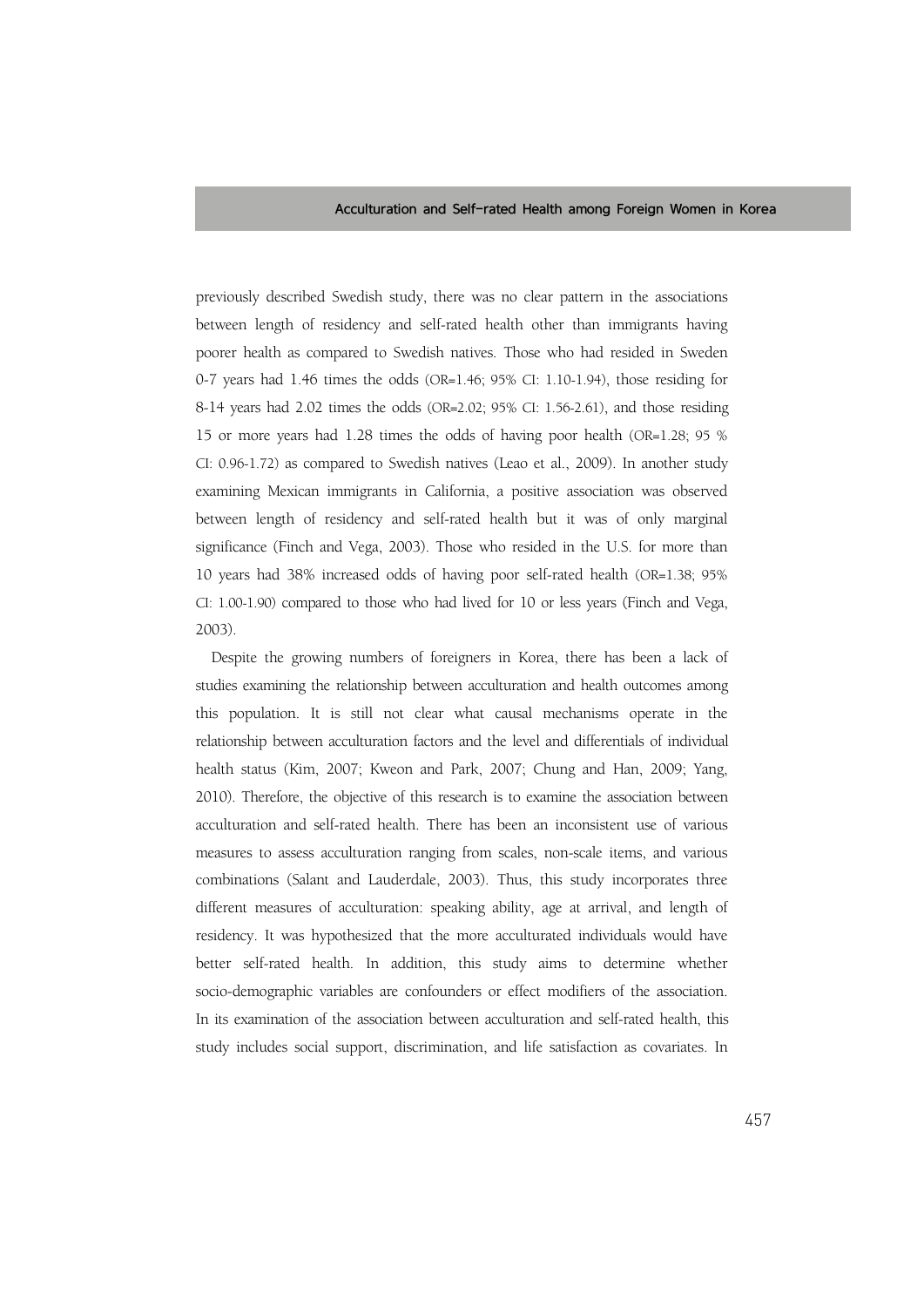previously described Swedish study, there was no clear pattern in the associations between length of residency and self-rated health other than immigrants having poorer health as compared to Swedish natives. Those who had resided in Sweden 0-7 years had 1.46 times the odds (OR=1.46; 95% CI: 1.10-1.94), those residing for 8-14 years had 2.02 times the odds (OR=2.02; 95% CI: 1.56-2.61), and those residing 15 or more years had 1.28 times the odds of having poor health (OR=1.28; 95 % CI: 0.96-1.72) as compared to Swedish natives (Leao et al., 2009). In another study examining Mexican immigrants in California, a positive association was observed between length of residency and self-rated health but it was of only marginal significance (Finch and Vega, 2003). Those who resided in the U.S. for more than 10 years had 38% increased odds of having poor self-rated health (OR=1.38; 95% CI: 1.00-1.90) compared to those who had lived for 10 or less years (Finch and Vega, 2003).

Despite the growing numbers of foreigners in Korea, there has been a lack of studies examining the relationship between acculturation and health outcomes among this population. It is still not clear what causal mechanisms operate in the relationship between acculturation factors and the level and differentials of individual health status (Kim, 2007; Kweon and Park, 2007; Chung and Han, 2009; Yang, 2010). Therefore, the objective of this research is to examine the association between acculturation and self-rated health. There has been an inconsistent use of various measures to assess acculturation ranging from scales, non-scale items, and various combinations (Salant and Lauderdale, 2003). Thus, this study incorporates three different measures of acculturation: speaking ability, age at arrival, and length of residency. It was hypothesized that the more acculturated individuals would have better self-rated health. In addition, this study aims to determine whether socio-demographic variables are confounders or effect modifiers of the association. In its examination of the association between acculturation and self-rated health, this study includes social support, discrimination, and life satisfaction as covariates. In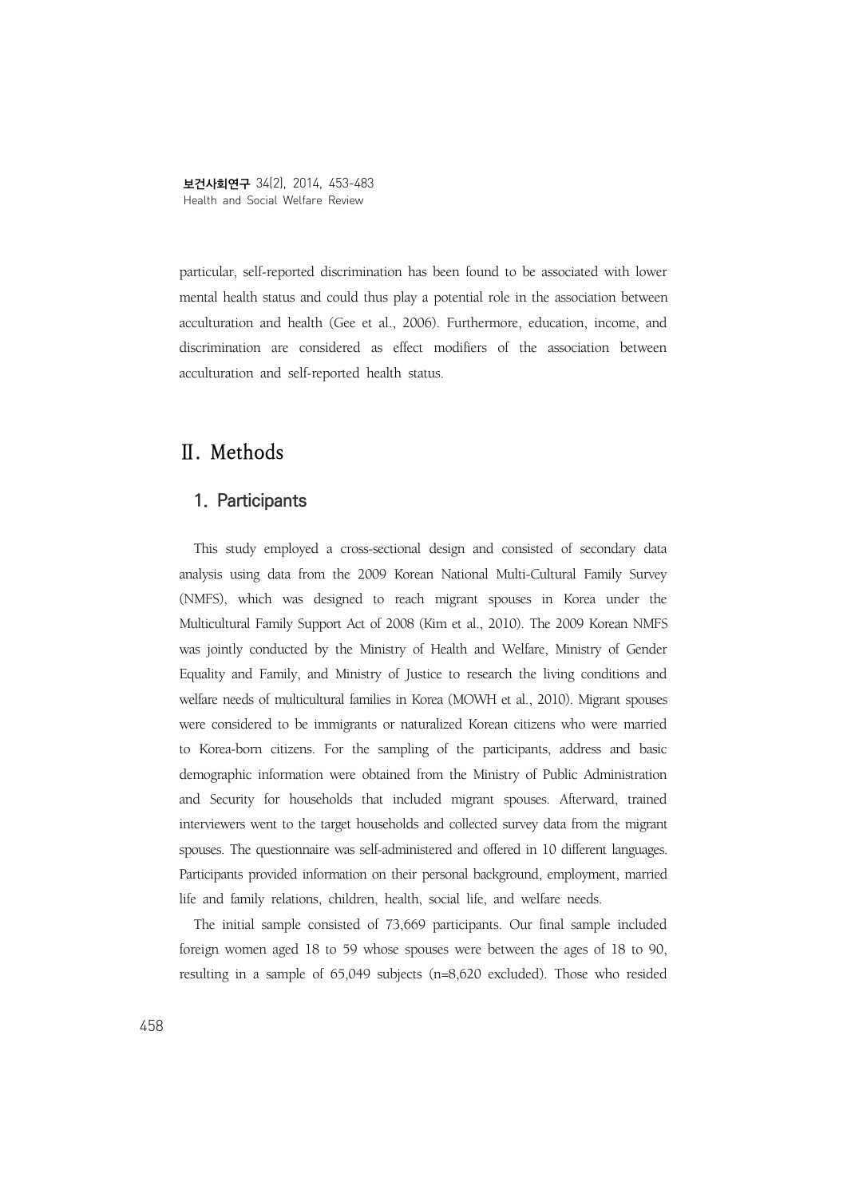particular, self-reported discrimination has been found to be associated with lower mental health status and could thus play a potential role in the association between acculturation and health (Gee et al., 2006). Furthermore, education, income, and discrimination are considered as effect modifiers of the association between acculturation and self-reported health status.

# Ⅱ. Methods

## 1. Participants

This study employed a cross-sectional design and consisted of secondary data analysis using data from the 2009 Korean National Multi-Cultural Family Survey (NMFS), which was designed to reach migrant spouses in Korea under the Multicultural Family Support Act of 2008 (Kim et al., 2010). The 2009 Korean NMFS was jointly conducted by the Ministry of Health and Welfare, Ministry of Gender Equality and Family, and Ministry of Justice to research the living conditions and welfare needs of multicultural families in Korea (MOWH et al., 2010). Migrant spouses were considered to be immigrants or naturalized Korean citizens who were married to Korea-born citizens. For the sampling of the participants, address and basic demographic information were obtained from the Ministry of Public Administration and Security for households that included migrant spouses. Afterward, trained interviewers went to the target households and collected survey data from the migrant spouses. The questionnaire was self-administered and offered in 10 different languages. Participants provided information on their personal background, employment, married life and family relations, children, health, social life, and welfare needs.

The initial sample consisted of 73,669 participants. Our final sample included foreign women aged 18 to 59 whose spouses were between the ages of 18 to 90, resulting in a sample of 65,049 subjects (n=8,620 excluded). Those who resided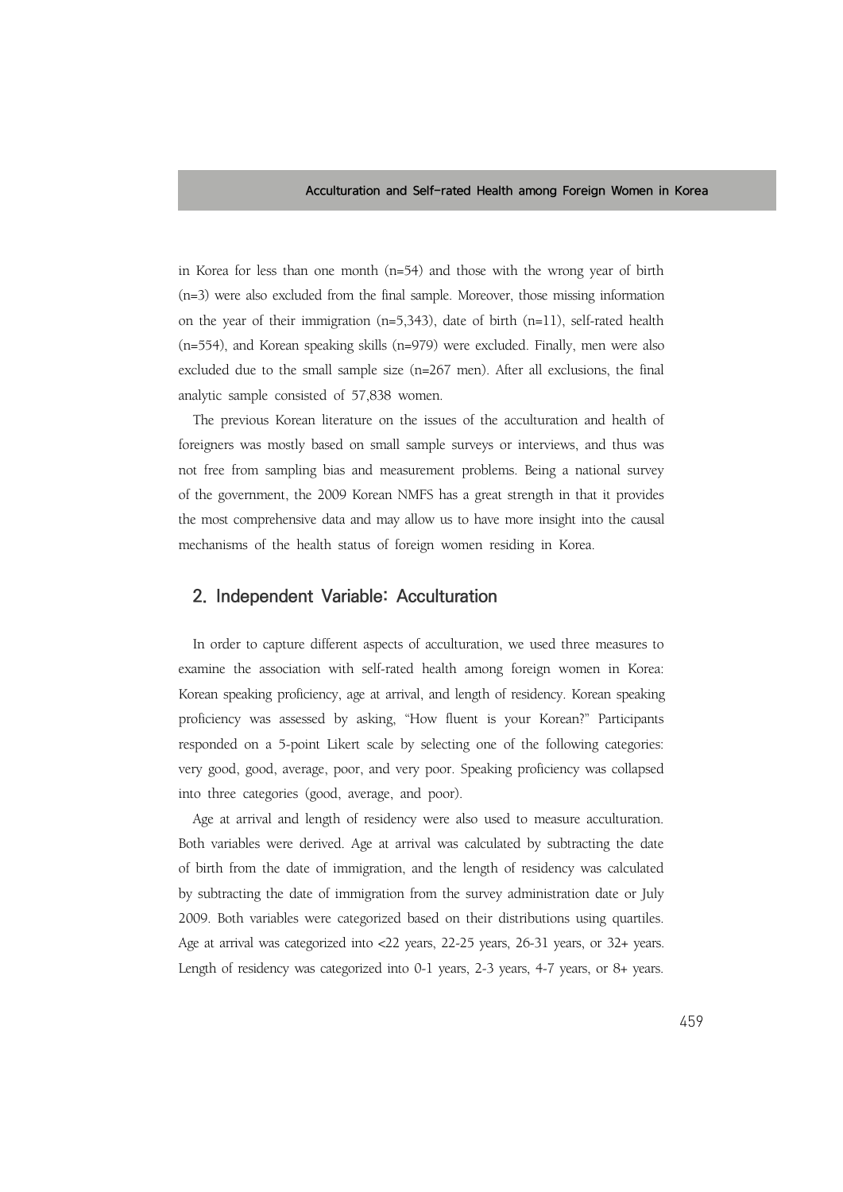in Korea for less than one month (n=54) and those with the wrong year of birth (n=3) were also excluded from the final sample. Moreover, those missing information on the year of their immigration (n=5,343), date of birth (n=11), self-rated health (n=554), and Korean speaking skills (n=979) were excluded. Finally, men were also excluded due to the small sample size (n=267 men). After all exclusions, the final analytic sample consisted of 57,838 women.

The previous Korean literature on the issues of the acculturation and health of foreigners was mostly based on small sample surveys or interviews, and thus was not free from sampling bias and measurement problems. Being a national survey of the government, the 2009 Korean NMFS has a great strength in that it provides the most comprehensive data and may allow us to have more insight into the causal mechanisms of the health status of foreign women residing in Korea.

## 2. Independent Variable: Acculturation

In order to capture different aspects of acculturation, we used three measures to examine the association with self-rated health among foreign women in Korea: Korean speaking proficiency, age at arrival, and length of residency. Korean speaking proficiency was assessed by asking, "How fluent is your Korean?" Participants responded on a 5-point Likert scale by selecting one of the following categories: very good, good, average, poor, and very poor. Speaking proficiency was collapsed into three categories (good, average, and poor).

Age at arrival and length of residency were also used to measure acculturation. Both variables were derived. Age at arrival was calculated by subtracting the date of birth from the date of immigration, and the length of residency was calculated by subtracting the date of immigration from the survey administration date or July 2009. Both variables were categorized based on their distributions using quartiles. Age at arrival was categorized into <22 years, 22-25 years, 26-31 years, or 32+ years. Length of residency was categorized into 0-1 years, 2-3 years, 4-7 years, or 8+ years.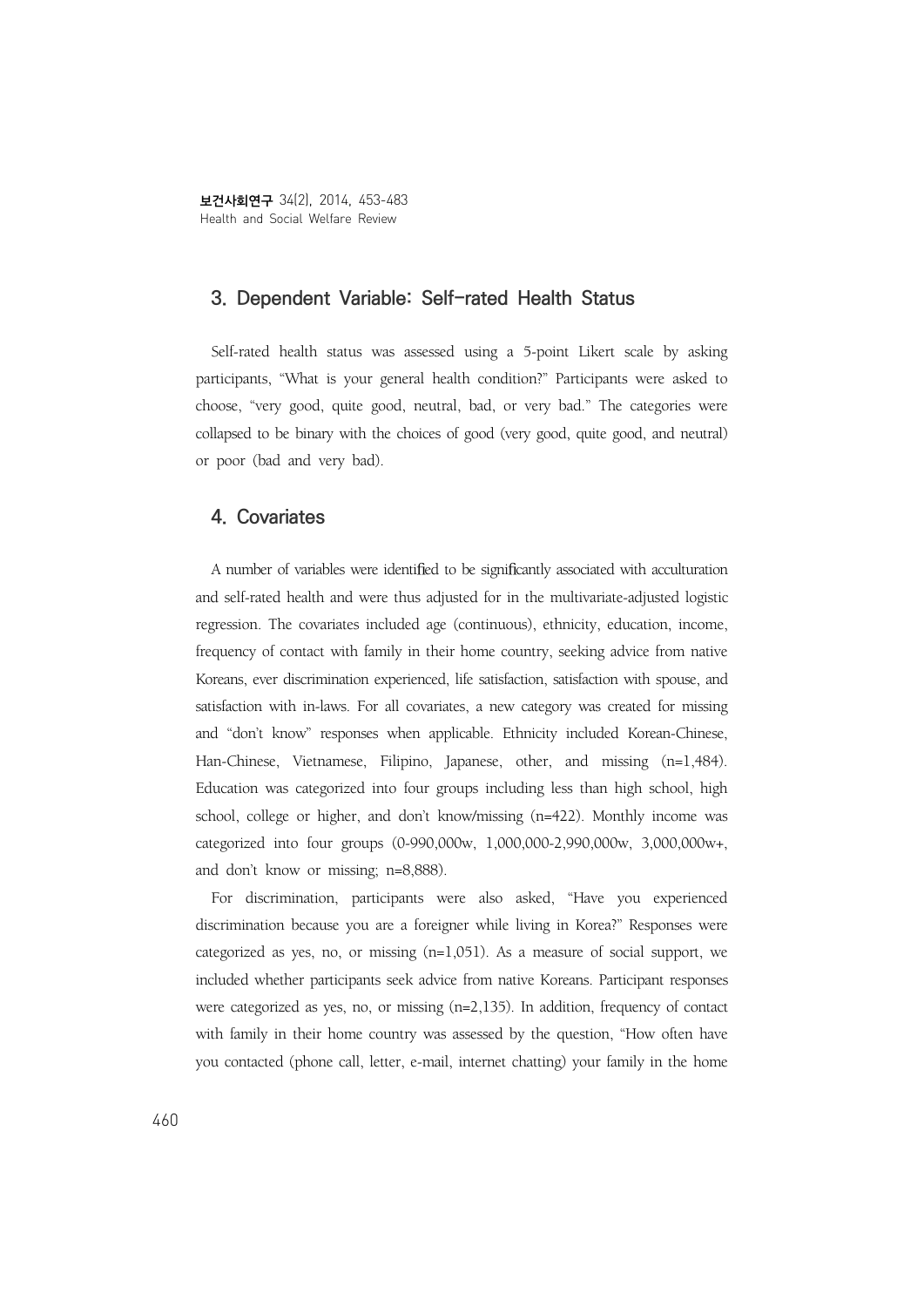## 3. Dependent Variable: Self-rated Health Status

Self-rated health status was assessed using a 5-point Likert scale by asking participants, “What is your general health condition?” Participants were asked to choose, “very good, quite good, neutral, bad, or very bad.” The categories were collapsed to be binary with the choices of good (very good, quite good, and neutral) or poor (bad and very bad).

## 4. Covariates

A number of variables were identified to be significantly associated with acculturation and self-rated health and were thus adjusted for in the multivariate-adjusted logistic regression. The covariates included age (continuous), ethnicity, education, income, frequency of contact with family in their home country, seeking advice from native Koreans, ever discrimination experienced, life satisfaction, satisfaction with spouse, and satisfaction with in-laws. For all covariates, a new category was created for missing and “don’t know” responses when applicable. Ethnicity included Korean-Chinese, Han-Chinese, Vietnamese, Filipino, Japanese, other, and missing (n=1,484). Education was categorized into four groups including less than high school, high school, college or higher, and don’t know/missing (n=422). Monthly income was categorized into four groups (0-990,000w, 1,000,000-2,990,000w, 3,000,000w+, and don’t know or missing; n=8,888).

For discrimination, participants were also asked, “Have you experienced discrimination because you are a foreigner while living in Korea?” Responses were categorized as yes, no, or missing (n=1,051). As a measure of social support, we included whether participants seek advice from native Koreans. Participant responses were categorized as yes, no, or missing (n=2,135). In addition, frequency of contact with family in their home country was assessed by the question, “How often have you contacted (phone call, letter, e-mail, internet chatting) your family in the home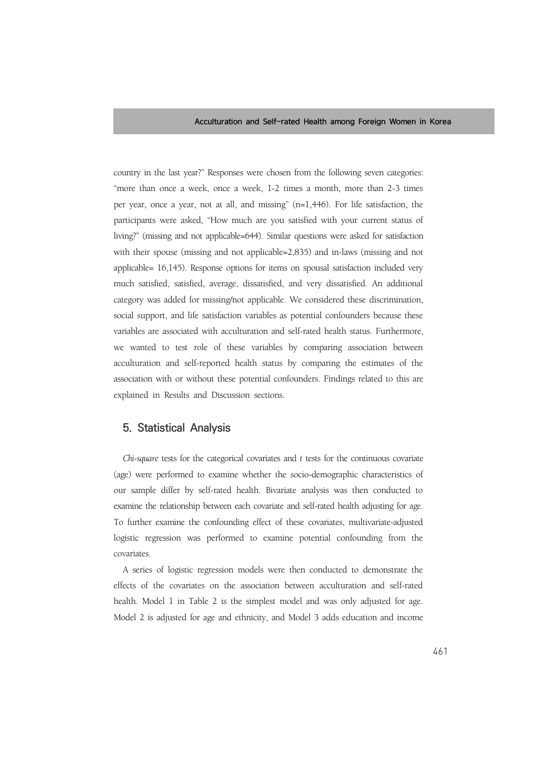country in the last year?" Responses were chosen from the following seven categories: "more than once a week, once a week, 1-2 times a month, more than 2-3 times per year, once a year, not at all, and missing" (n=1,446). For life satisfaction, the participants were asked, "How much are you satisfied with your current status of living?" (missing and not applicable=644). Similar questions were asked for satisfaction with their spouse (missing and not applicable=2,835) and in-laws (missing and not applicable= 16,145). Response options for items on spousal satisfaction included very much satisfied, satisfied, average, dissatisfied, and very dissatisfied. An additional category was added for missing/not applicable. We considered these discrimination, social support, and life satisfaction variables as potential confounders because these variables are associated with acculturation and self-rated health status. Furthermore, we wanted to test role of these variables by comparing association between acculturation and self-reported health status by comparing the estimates of the association with or without these potential confounders. Findings related to this are explained in Results and Discussion sections.

## 5. Statistical Analysis

*Chi-square* tests for the categorical covariates and *t* tests for the continuous covariate (age) were performed to examine whether the socio-demographic characteristics of our sample differ by self-rated health. Bivariate analysis was then conducted to examine the relationship between each covariate and self-rated health adjusting for age. To further examine the confounding effect of these covariates, multivariate-adjusted logistic regression was performed to examine potential confounding from the covariates.

A series of logistic regression models were then conducted to demonstrate the effects of the covariates on the association between acculturation and self-rated health. Model 1 in Table 2 is the simplest model and was only adjusted for age. Model 2 is adjusted for age and ethnicity, and Model 3 adds education and income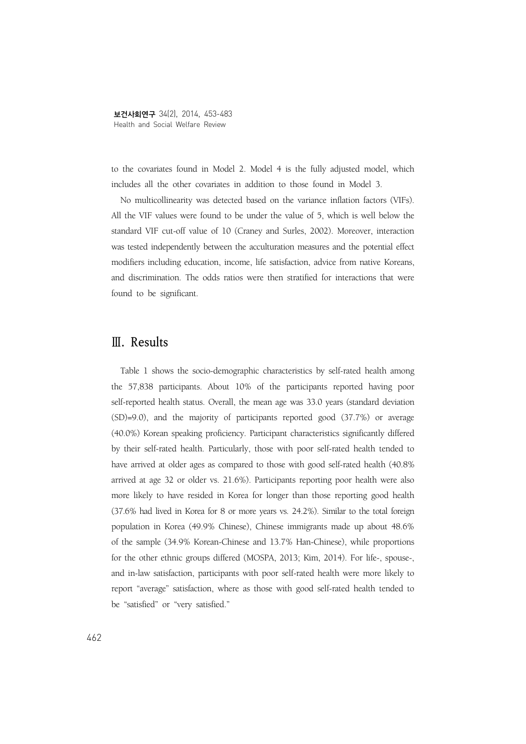to the covariates found in Model 2. Model 4 is the fully adjusted model, which includes all the other covariates in addition to those found in Model 3.

No multicollinearity was detected based on the variance inflation factors (VIFs). All the VIF values were found to be under the value of 5, which is well below the standard VIF cut-off value of 10 (Craney and Surles, 2002). Moreover, interaction was tested independently between the acculturation measures and the potential effect modifiers including education, income, life satisfaction, advice from native Koreans, and discrimination. The odds ratios were then stratified for interactions that were found to be significant.

## Ⅲ. Results

Table 1 shows the socio-demographic characteristics by self-rated health among the 57,838 participants. About 10% of the participants reported having poor self-reported health status. Overall, the mean age was 33.0 years (standard deviation (SD)=9.0), and the majority of participants reported good (37.7%) or average (40.0%) Korean speaking proficiency. Participant characteristics significantly differed by their self-rated health. Particularly, those with poor self-rated health tended to have arrived at older ages as compared to those with good self-rated health (40.8% arrived at age 32 or older vs. 21.6%). Participants reporting poor health were also more likely to have resided in Korea for longer than those reporting good health (37.6% had lived in Korea for 8 or more years vs. 24.2%). Similar to the total foreign population in Korea (49.9% Chinese), Chinese immigrants made up about 48.6% of the sample (34.9% Korean-Chinese and 13.7% Han-Chinese), while proportions for the other ethnic groups differed (MOSPA, 2013; Kim, 2014). For life-, spouse-, and in-law satisfaction, participants with poor self-rated health were more likely to report "average" satisfaction, where as those with good self-rated health tended to be "satisfied" or "very satisfied."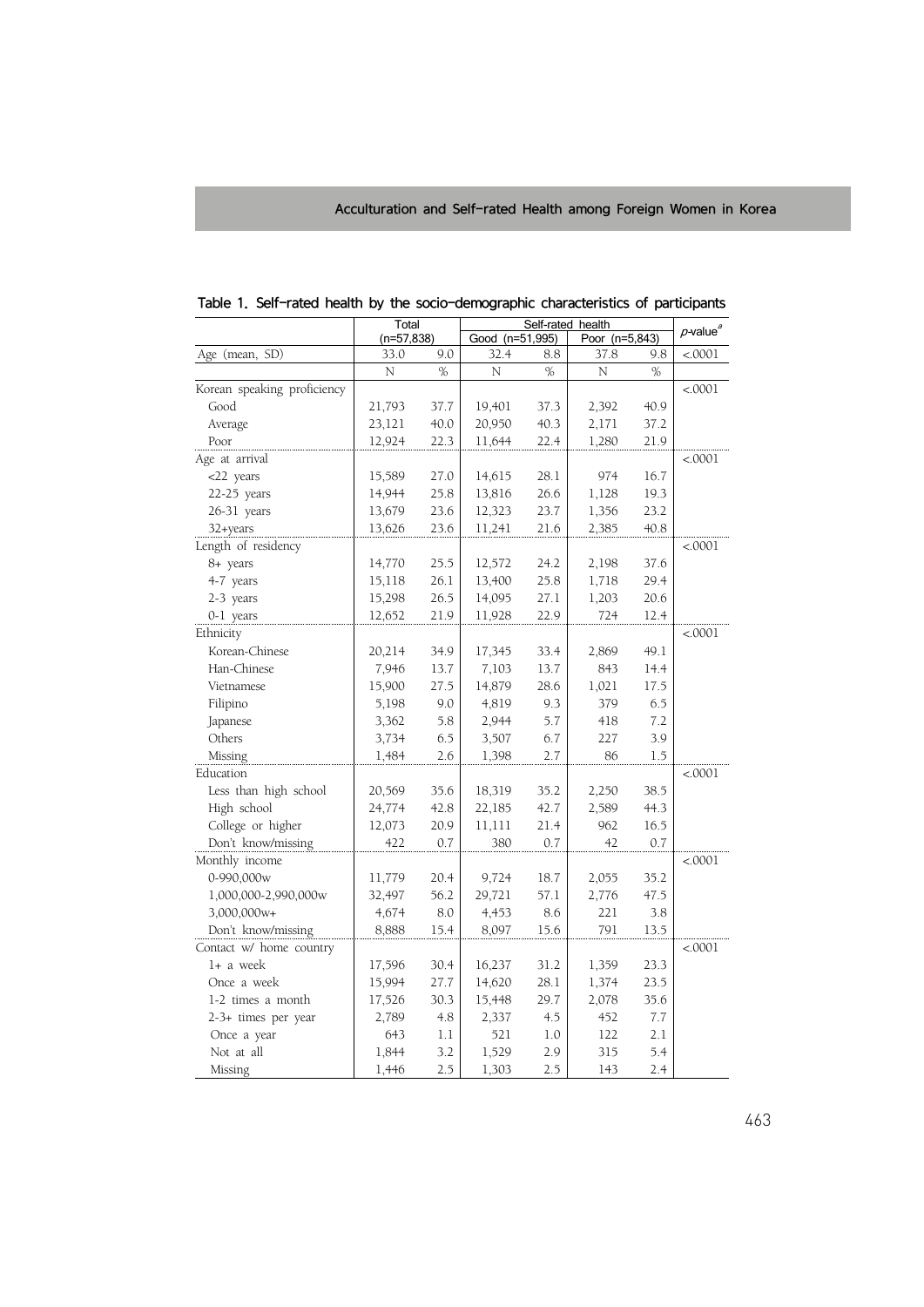Table 1. Self-rated health by the socio-demographic characteristics of participants

| | Total (n=57,838) | | Self-rated health | | | | $p$-value[a] |
|---|---|---|---|---|---|---|---|
| | | | Good (n=51,995) | | Poor (n=5,843) | | |
| Age (mean, SD) | 33.0 | 9.0 | 32.4 | 8.8 | 37.8 | 9.8 | <.0001 |
| | N | % | N | % | N | % | |
| Korean speaking proficiency | | | | | | | <.0001 |
| Good | 21,793 | 37.7 | 19,401 | 37.3 | 2,392 | 40.9 | |
| Average | 23,121 | 40.0 | 20,950 | 40.3 | 2,171 | 37.2 | |
| Poor | 12,924 | 22.3 | 11,644 | 22.4 | 1,280 | 21.9 | |
| Age at arrival | | | | | | | <.0001 |
| <22 years | 15,589 | 27.0 | 14,615 | 28.1 | 974 | 16.7 | |
| 22-25 years | 14,944 | 25.8 | 13,816 | 26.6 | 1,128 | 19.3 | |
| 26-31 years | 13,679 | 23.6 | 12,323 | 23.7 | 1,356 | 23.2 | |
| 32+years | 13,626 | 23.6 | 11,241 | 21.6 | 2,385 | 40.8 | |
| Length of residency | | | | | | | <.0001 |
| 8+ years | 14,770 | 25.5 | 12,572 | 24.2 | 2,198 | 37.6 | |
| 4-7 years | 15,118 | 26.1 | 13,400 | 25.8 | 1,718 | 29.4 | |
| 2-3 years | 15,298 | 26.5 | 14,095 | 27.1 | 1,203 | 20.6 | |
| 0-1 years | 12,652 | 21.9 | 11,928 | 22.9 | 724 | 12.4 | |
| Ethnicity | | | | | | | <.0001 |
| Korean-Chinese | 20,214 | 34.9 | 17,345 | 33.4 | 2,869 | 49.1 | |
| Han-Chinese | 7,946 | 13.7 | 7,103 | 13.7 | 843 | 14.4 | |
| Vietnamese | 15,900 | 27.5 | 14,879 | 28.6 | 1,021 | 17.5 | |
| Filipino | 5,198 | 9.0 | 4,819 | 9.3 | 379 | 6.5 | |
| Japanese | 3,362 | 5.8 | 2,944 | 5.7 | 418 | 7.2 | |
| Others | 3,734 | 6.5 | 3,507 | 6.7 | 227 | 3.9 | |
| Missing | 1,484 | 2.6 | 1,398 | 2.7 | 86 | 1.5 | |
| Education | | | | | | | <.0001 |
| Less than high school | 20,569 | 35.6 | 18,319 | 35.2 | 2,250 | 38.5 | |
| High school | 24,774 | 42.8 | 22,185 | 42.7 | 2,589 | 44.3 | |
| College or higher | 12,073 | 20.9 | 11,111 | 21.4 | 962 | 16.5 | |
| Don't know/missing | 422 | 0.7 | 380 | 0.7 | 42 | 0.7 | |
| Monthly income | | | | | | | <.0001 |
| 0-990,000w | 11,779 | 20.4 | 9,724 | 18.7 | 2,055 | 35.2 | |
| 1,000,000-2,990,000w | 32,497 | 56.2 | 29,721 | 57.1 | 2,776 | 47.5 | |
| 3,000,000w+ | 4,674 | 8.0 | 4,453 | 8.6 | 221 | 3.8 | |
| Don't know/missing | 8,888 | 15.4 | 8,097 | 15.6 | 791 | 13.5 | |
| Contact w/ home country | | | | | | | <.0001 |
| 1+ a week | 17,596 | 30.4 | 16,237 | 31.2 | 1,359 | 23.3 | |
| Once a week | 15,994 | 27.7 | 14,620 | 28.1 | 1,374 | 23.5 | |
| 1-2 times a month | 17,526 | 30.3 | 15,448 | 29.7 | 2,078 | 35.6 | |
| 2-3+ times per year | 2,789 | 4.8 | 2,337 | 4.5 | 452 | 7.7 | |
| Once a year | 643 | 1.1 | 521 | 1.0 | 122 | 2.1 | |
| Not at all | 1,844 | 3.2 | 1,529 | 2.9 | 315 | 5.4 | |
| Missing | 1,446 | 2.5 | 1,303 | 2.5 | 143 | 2.4 | |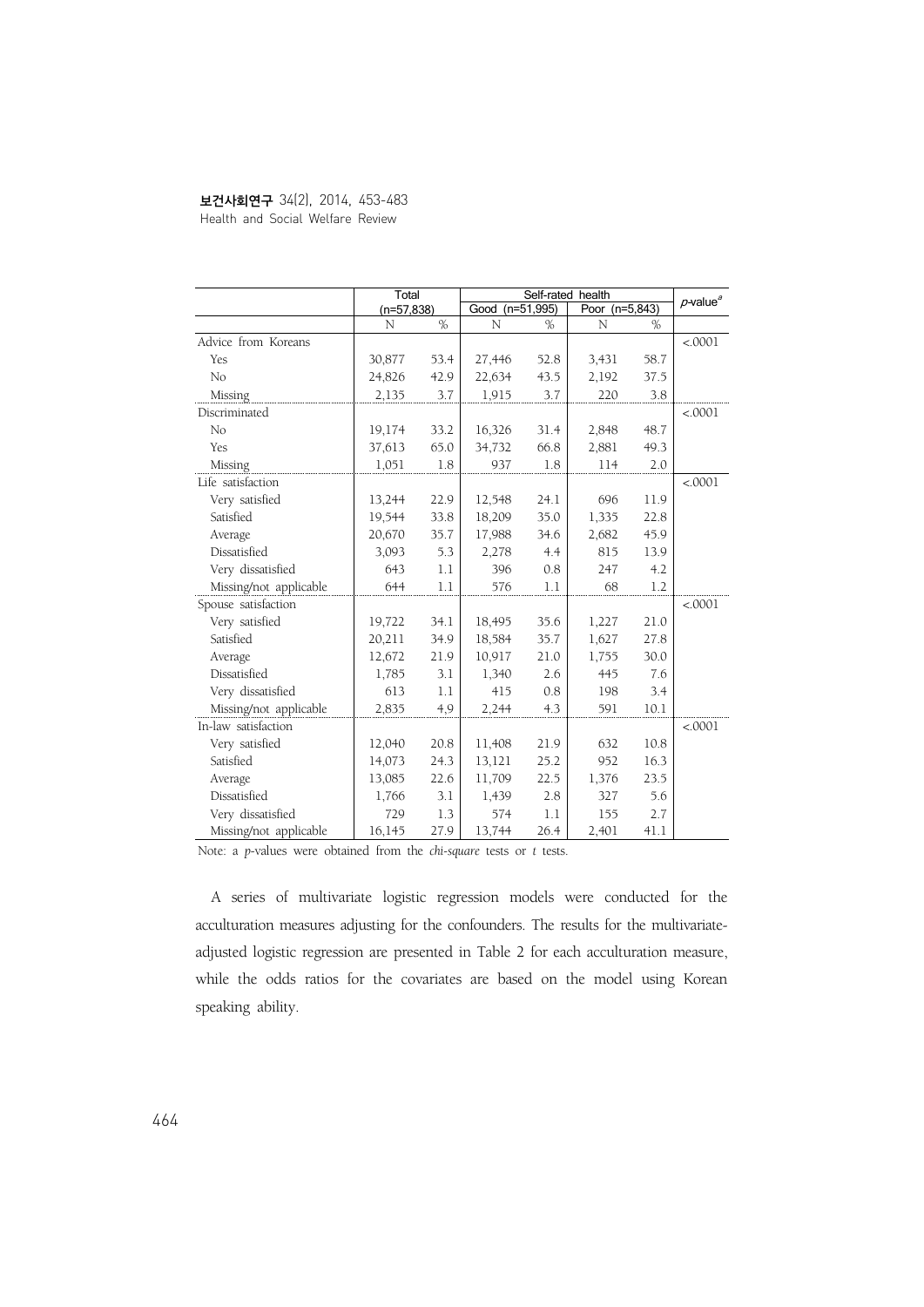| | Total | | Self-rated health | | | | $p$-value[a] |
|---|---|---|---|---|---|---|---|
| | (n=57,838) | | Good (n=51,995) | | Poor (n=5,843) | | |
| | N | % | N | % | N | % | |
| Advice from Koreans | | | | | | | <.0001 |
| Yes | 30,877 | 53.4 | 27,446 | 52.8 | 3,431 | 58.7 | |
| No | 24,826 | 42.9 | 22,634 | 43.5 | 2,192 | 37.5 | |
| Missing | 2,135 | 3.7 | 1,915 | 3.7 | 220 | 3.8 | |
| Discriminated | | | | | | | <.0001 |
| No | 19,174 | 33.2 | 16,326 | 31.4 | 2,848 | 48.7 | |
| Yes | 37,613 | 65.0 | 34,732 | 66.8 | 2,881 | 49.3 | |
| Missing | 1,051 | 1.8 | 937 | 1.8 | 114 | 2.0 | |
| Life satisfaction | | | | | | | <.0001 |
| Very satisfied | 13,244 | 22.9 | 12,548 | 24.1 | 696 | 11.9 | |
| Satisfied | 19,544 | 33.8 | 18,209 | 35.0 | 1,335 | 22.8 | |
| Average | 20,670 | 35.7 | 17,988 | 34.6 | 2,682 | 45.9 | |
| Dissatisfied | 3,093 | 5.3 | 2,278 | 4.4 | 815 | 13.9 | |
| Very dissatisfied | 643 | 1.1 | 396 | 0.8 | 247 | 4.2 | |
| Missing/not applicable | 644 | 1.1 | 576 | 1.1 | 68 | 1.2 | |
| Spouse satisfaction | | | | | | | <.0001 |
| Very satisfied | 19,722 | 34.1 | 18,495 | 35.6 | 1,227 | 21.0 | |
| Satisfied | 20,211 | 34.9 | 18,584 | 35.7 | 1,627 | 27.8 | |
| Average | 12,672 | 21.9 | 10,917 | 21.0 | 1,755 | 30.0 | |
| Dissatisfied | 1,785 | 3.1 | 1,340 | 2.6 | 445 | 7.6 | |
| Very dissatisfied | 613 | 1.1 | 415 | 0.8 | 198 | 3.4 | |
| Missing/not applicable | 2,835 | 4.9 | 2,244 | 4.3 | 591 | 10.1 | |
| In-law satisfaction | | | | | | | <.0001 |
| Very satisfied | 12,040 | 20.8 | 11,408 | 21.9 | 632 | 10.8 | |
| Satisfied | 14,073 | 24.3 | 13,121 | 25.2 | 952 | 16.3 | |
| Average | 13,085 | 22.6 | 11,709 | 22.5 | 1,376 | 23.5 | |
| Dissatisfied | 1,766 | 3.1 | 1,439 | 2.8 | 327 | 5.6 | |
| Very dissatisfied | 729 | 1.3 | 574 | 1.1 | 155 | 2.7 | |
| Missing/not applicable | 16,145 | 27.9 | 13,744 | 26.4 | 2,401 | 41.1 | |

Note: a $p$-values were obtained from the *chi-square* tests or $t$ tests.

A series of multivariate logistic regression models were conducted for the acculturation measures adjusting for the confounders. The results for the multivariate-adjusted logistic regression are presented in Table 2 for each acculturation measure, while the odds ratios for the covariates are based on the model using Korean speaking ability.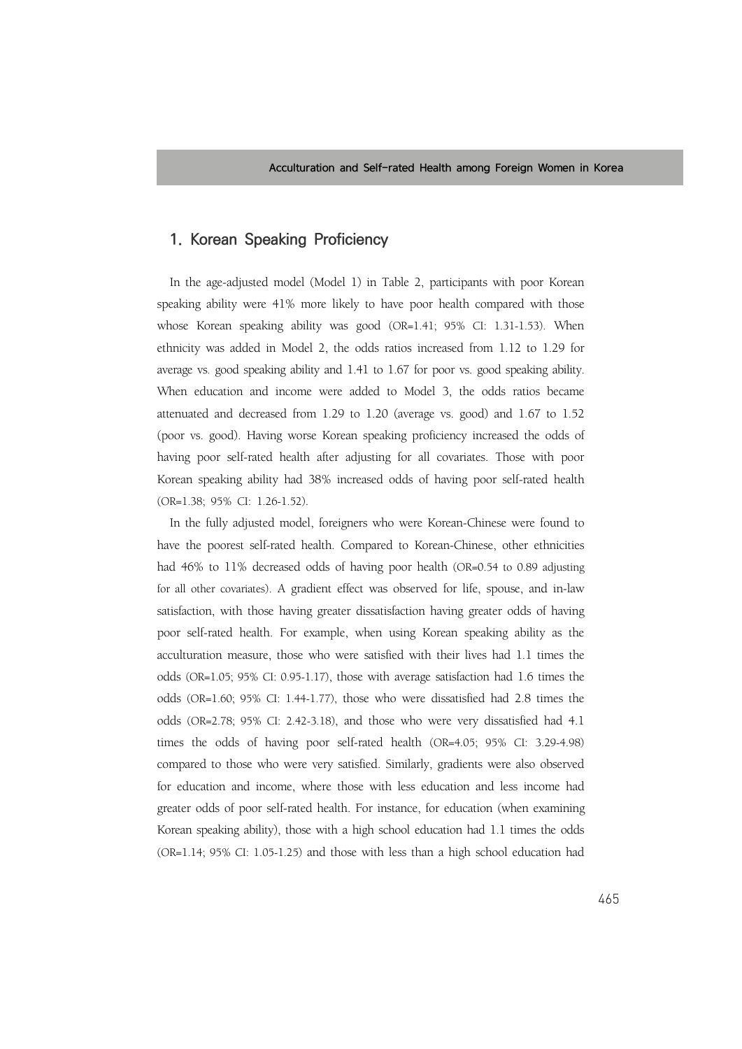## 1. Korean Speaking Proficiency

In the age-adjusted model (Model 1) in Table 2, participants with poor Korean speaking ability were 41% more likely to have poor health compared with those whose Korean speaking ability was good (OR=1.41; 95% CI: 1.31-1.53). When ethnicity was added in Model 2, the odds ratios increased from 1.12 to 1.29 for average vs. good speaking ability and 1.41 to 1.67 for poor vs. good speaking ability. When education and income were added to Model 3, the odds ratios became attenuated and decreased from 1.29 to 1.20 (average vs. good) and 1.67 to 1.52 (poor vs. good). Having worse Korean speaking proficiency increased the odds of having poor self-rated health after adjusting for all covariates. Those with poor Korean speaking ability had 38% increased odds of having poor self-rated health (OR=1.38; 95% CI: 1.26-1.52).

In the fully adjusted model, foreigners who were Korean-Chinese were found to have the poorest self-rated health. Compared to Korean-Chinese, other ethnicities had 46% to 11% decreased odds of having poor health (OR=0.54 to 0.89 adjusting for all other covariates). A gradient effect was observed for life, spouse, and in-law satisfaction, with those having greater dissatisfaction having greater odds of having poor self-rated health. For example, when using Korean speaking ability as the acculturation measure, those who were satisfied with their lives had 1.1 times the odds (OR=1.05; 95% CI: 0.95-1.17), those with average satisfaction had 1.6 times the odds (OR=1.60; 95% CI: 1.44-1.77), those who were dissatisfied had 2.8 times the odds (OR=2.78; 95% CI: 2.42-3.18), and those who were very dissatisfied had 4.1 times the odds of having poor self-rated health (OR=4.05; 95% CI: 3.29-4.98) compared to those who were very satisfied. Similarly, gradients were also observed for education and income, where those with less education and less income had greater odds of poor self-rated health. For instance, for education (when examining Korean speaking ability), those with a high school education had 1.1 times the odds (OR=1.14; 95% CI: 1.05-1.25) and those with less than a high school education had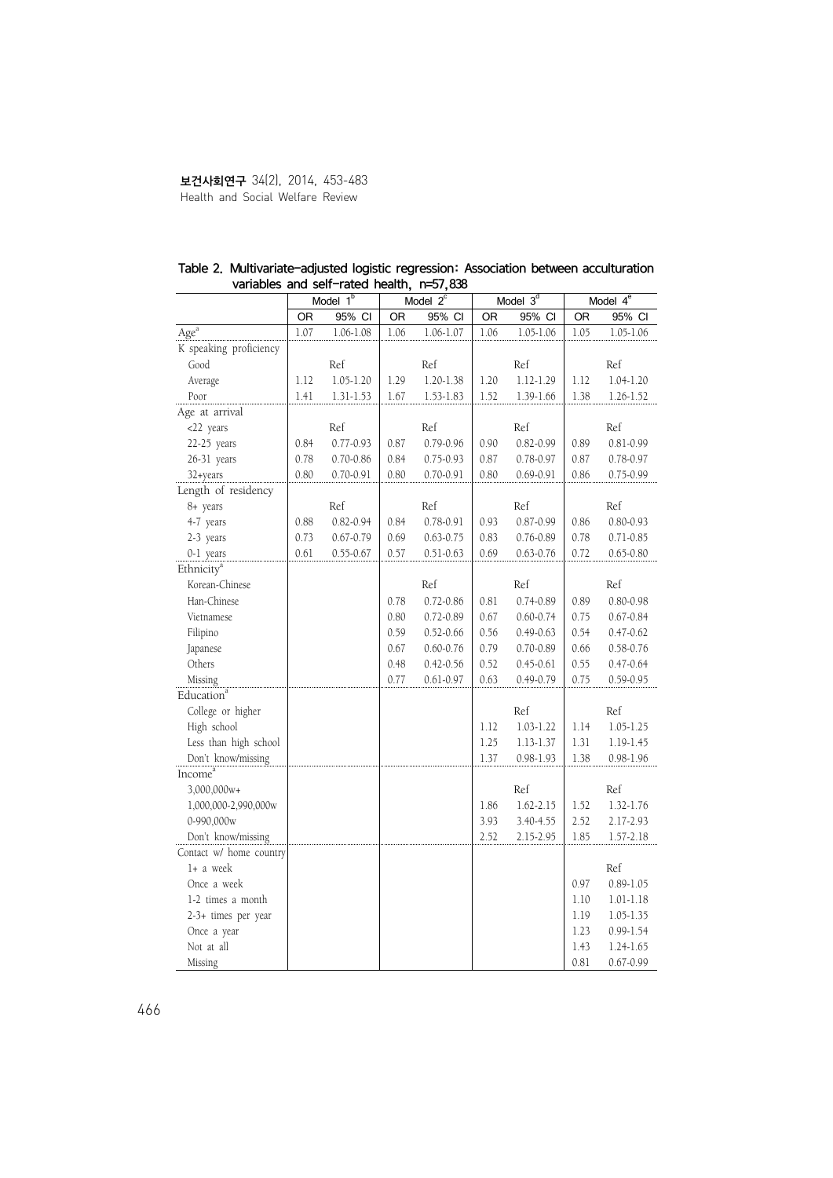**Table 2. Multivariate-adjusted logistic regression: Association between acculturation variables and self-rated health, n=57,838**

| | Model 1[b] | | Model 2[c] | | Model 3[d] | | Model 4[e] | |
|---|---|---|---|---|---|---|---|---|
| | OR | 95% CI | OR | 95% CI | OR | 95% CI | OR | 95% CI |
| Age[a] | 1.07 | 1.06-1.08 | 1.06 | 1.06-1.07 | 1.06 | 1.05-1.06 | 1.05 | 1.05-1.06 |
| K speaking proficiency | | | | | | | | |
| Good | | Ref | | Ref | | Ref | | Ref |
| Average | 1.12 | 1.05-1.20 | 1.29 | 1.20-1.38 | 1.20 | 1.12-1.29 | 1.12 | 1.04-1.20 |
| Poor | 1.41 | 1.31-1.53 | 1.67 | 1.53-1.83 | 1.52 | 1.39-1.66 | 1.38 | 1.26-1.52 |
| Age at arrival | | | | | | | | |
| <22 years | | Ref | | Ref | | Ref | | Ref |
| 22-25 years | 0.84 | 0.77-0.93 | 0.87 | 0.79-0.96 | 0.90 | 0.82-0.99 | 0.89 | 0.81-0.99 |
| 26-31 years | 0.78 | 0.70-0.86 | 0.84 | 0.75-0.93 | 0.87 | 0.78-0.97 | 0.87 | 0.78-0.97 |
| 32+years | 0.80 | 0.70-0.91 | 0.80 | 0.70-0.91 | 0.80 | 0.69-0.91 | 0.86 | 0.75-0.99 |
| Length of residency | | | | | | | | |
| 8+ years | | Ref | | Ref | | Ref | | Ref |
| 4-7 years | 0.88 | 0.82-0.94 | 0.84 | 0.78-0.91 | 0.93 | 0.87-0.99 | 0.86 | 0.80-0.93 |
| 2-3 years | 0.73 | 0.67-0.79 | 0.69 | 0.63-0.75 | 0.83 | 0.76-0.89 | 0.78 | 0.71-0.85 |
| 0-1 years | 0.61 | 0.55-0.67 | 0.57 | 0.51-0.63 | 0.69 | 0.63-0.76 | 0.72 | 0.65-0.80 |
| Ethnicity[a] | | | | | | | | |
| Korean-Chinese | | | | Ref | | Ref | | Ref |
| Han-Chinese | | | 0.78 | 0.72-0.86 | 0.81 | 0.74-0.89 | 0.89 | 0.80-0.98 |
| Vietnamese | | | 0.80 | 0.72-0.89 | 0.67 | 0.60-0.74 | 0.75 | 0.67-0.84 |
| Filipino | | | 0.59 | 0.52-0.66 | 0.56 | 0.49-0.63 | 0.54 | 0.47-0.62 |
| Japanese | | | 0.67 | 0.60-0.76 | 0.79 | 0.70-0.89 | 0.66 | 0.58-0.76 |
| Others | | | 0.48 | 0.42-0.56 | 0.52 | 0.45-0.61 | 0.55 | 0.47-0.64 |
| Missing | | | 0.77 | 0.61-0.97 | 0.63 | 0.49-0.79 | 0.75 | 0.59-0.95 |
| Education[a] | | | | | | | | |
| College or higher | | | | | | Ref | | Ref |
| High school | | | | | 1.12 | 1.03-1.22 | 1.14 | 1.05-1.25 |
| Less than high school | | | | | 1.25 | 1.13-1.37 | 1.31 | 1.19-1.45 |
| Don't know/missing | | | | | 1.37 | 0.98-1.93 | 1.38 | 0.98-1.96 |
| Income[a] | | | | | | | | |
| 3,000,000w+ | | | | | | Ref | | Ref |
| 1,000,000-2,990,000w | | | | | 1.86 | 1.62-2.15 | 1.52 | 1.32-1.76 |
| 0-990,000w | | | | | 3.93 | 3.40-4.55 | 2.52 | 2.17-2.93 |
| Don't know/missing | | | | | 2.52 | 2.15-2.95 | 1.85 | 1.57-2.18 |
| Contact w/ home country | | | | | | | | |
| 1+ a week | | | | | | | | Ref |
| Once a week | | | | | | | 0.97 | 0.89-1.05 |
| 1-2 times a month | | | | | | | 1.10 | 1.01-1.18 |
| 2-3+ times per year | | | | | | | 1.19 | 1.05-1.35 |
| Once a year | | | | | | | 1.23 | 0.99-1.54 |
| Not at all | | | | | | | 1.43 | 1.24-1.65 |
| Missing | | | | | | | 0.81 | 0.67-0.99 |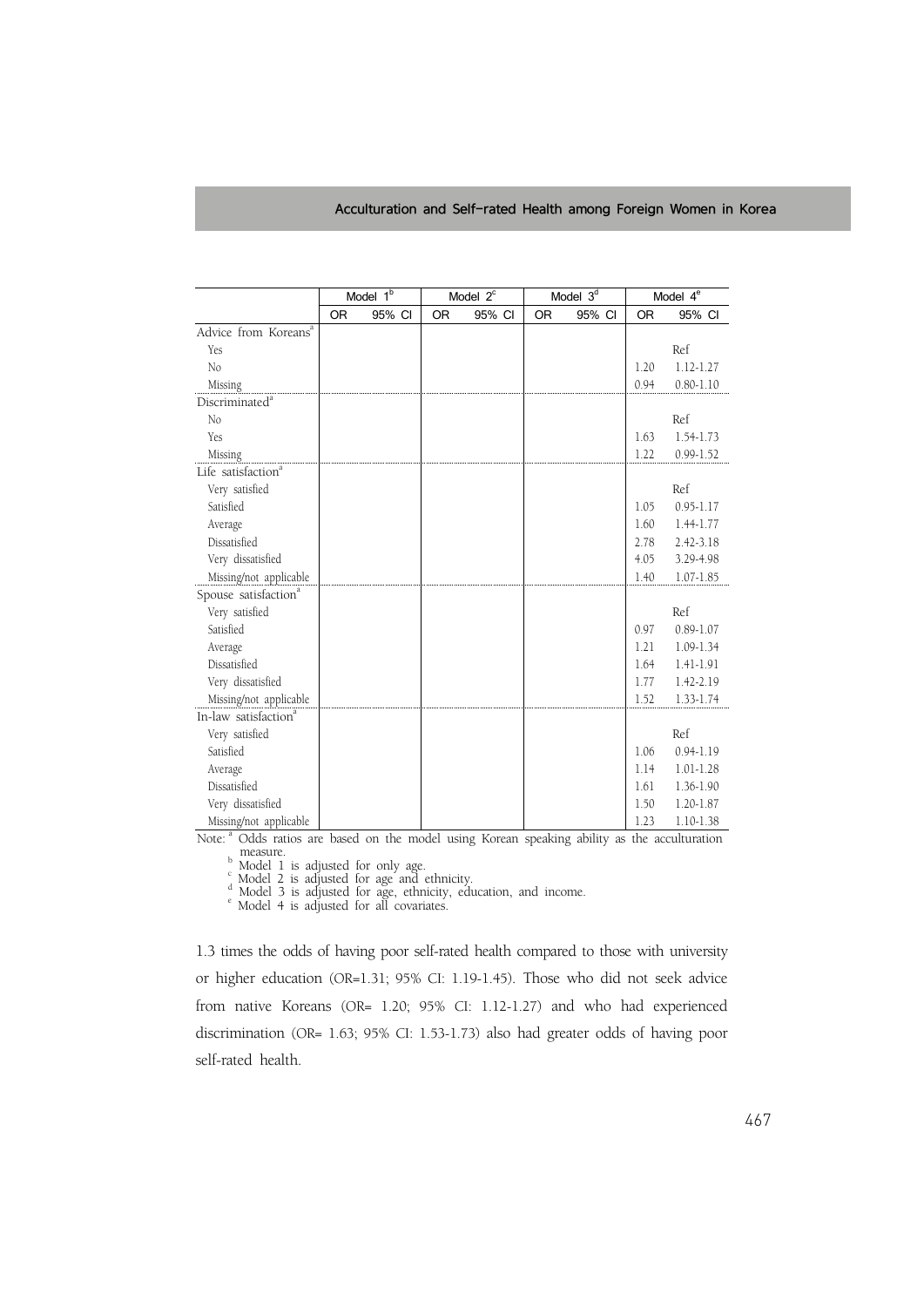| | Model 1[b] | | Model 2[c] | | Model 3[d] | | Model 4[e] | |
|---|---|---|---|---|---|---|---|---|
| | OR | 95% CI | OR | 95% CI | OR | 95% CI | OR | 95% CI |
| Advice from Koreans[a] | | | | | | | | |
| Yes | | | | | | | | Ref |
| No | | | | | | | 1.20 | 1.12-1.27 |
| Missing | | | | | | | 0.94 | 0.80-1.10 |
| Discriminated[a] | | | | | | | | |
| No | | | | | | | | Ref |
| Yes | | | | | | | 1.63 | 1.54-1.73 |
| Missing | | | | | | | 1.22 | 0.99-1.52 |
| Life satisfaction[a] | | | | | | | | |
| Very satisfied | | | | | | | | Ref |
| Satisfied | | | | | | | 1.05 | 0.95-1.17 |
| Average | | | | | | | 1.60 | 1.44-1.77 |
| Dissatisfied | | | | | | | 2.78 | 2.42-3.18 |
| Very dissatisfied | | | | | | | 4.05 | 3.29-4.98 |
| Missing/not applicable | | | | | | | 1.40 | 1.07-1.85 |
| Spouse satisfaction[a] | | | | | | | | |
| Very satisfied | | | | | | | | Ref |
| Satisfied | | | | | | | 0.97 | 0.89-1.07 |
| Average | | | | | | | 1.21 | 1.09-1.34 |
| Dissatisfied | | | | | | | 1.64 | 1.41-1.91 |
| Very dissatisfied | | | | | | | 1.77 | 1.42-2.19 |
| Missing/not applicable | | | | | | | 1.52 | 1.33-1.74 |
| In-law satisfaction[a] | | | | | | | | |
| Very satisfied | | | | | | | | Ref |
| Satisfied | | | | | | | 1.06 | 0.94-1.19 |
| Average | | | | | | | 1.14 | 1.01-1.28 |
| Dissatisfied | | | | | | | 1.61 | 1.36-1.90 |
| Very dissatisfied | | | | | | | 1.50 | 1.20-1.87 |
| Missing/not applicable | | | | | | | 1.23 | 1.10-1.38 |

Note: [a] Odds ratios are based on the model using Korean speaking ability as the acculturation measure.
[b] Model 1 is adjusted for only age.
[c] Model 2 is adjusted for age and ethnicity.
[d] Model 3 is adjusted for age, ethnicity, education, and income.
[e] Model 4 is adjusted for all covariates.

1.3 times the odds of having poor self-rated health compared to those with university or higher education (OR=1.31; 95% CI: 1.19-1.45). Those who did not seek advice from native Koreans (OR= 1.20; 95% CI: 1.12-1.27) and who had experienced discrimination (OR= 1.63; 95% CI: 1.53-1.73) also had greater odds of having poor self-rated health.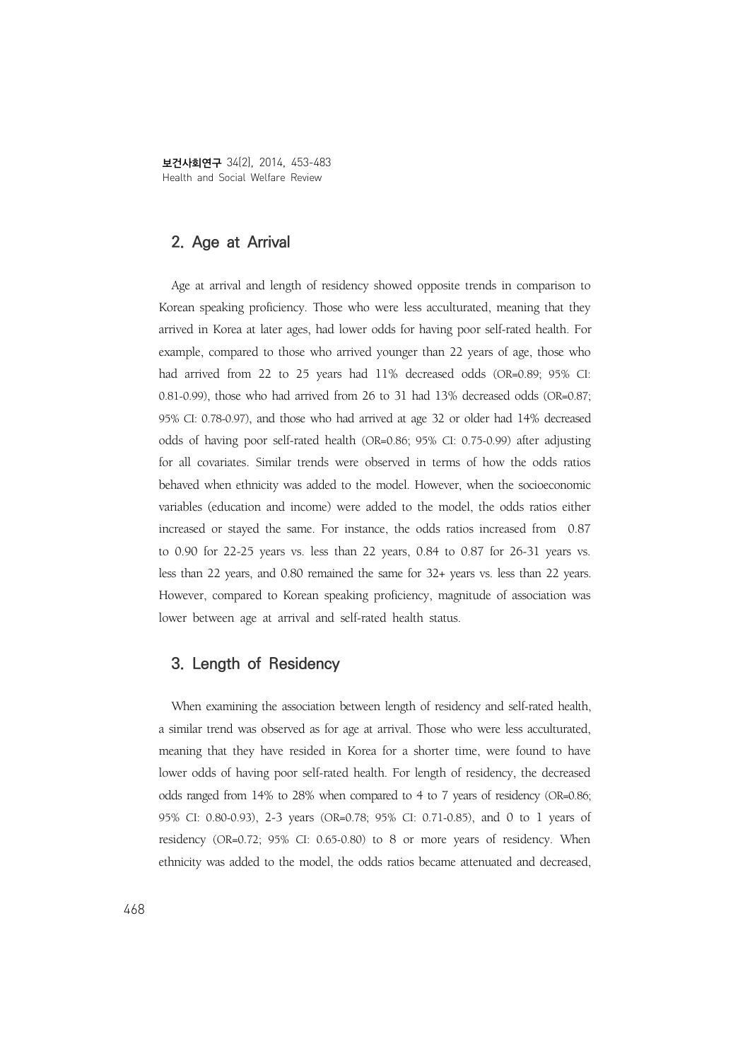## 2. Age at Arrival

Age at arrival and length of residency showed opposite trends in comparison to Korean speaking proficiency. Those who were less acculturated, meaning that they arrived in Korea at later ages, had lower odds for having poor self-rated health. For example, compared to those who arrived younger than 22 years of age, those who had arrived from 22 to 25 years had 11% decreased odds (OR=0.89; 95% CI: 0.81-0.99), those who had arrived from 26 to 31 had 13% decreased odds (OR=0.87; 95% CI: 0.78-0.97), and those who had arrived at age 32 or older had 14% decreased odds of having poor self-rated health (OR=0.86; 95% CI: 0.75-0.99) after adjusting for all covariates. Similar trends were observed in terms of how the odds ratios behaved when ethnicity was added to the model. However, when the socioeconomic variables (education and income) were added to the model, the odds ratios either increased or stayed the same. For instance, the odds ratios increased from 0.87 to 0.90 for 22-25 years vs. less than 22 years, 0.84 to 0.87 for 26-31 years vs. less than 22 years, and 0.80 remained the same for 32+ years vs. less than 22 years. However, compared to Korean speaking proficiency, magnitude of association was lower between age at arrival and self-rated health status.

## 3. Length of Residency

When examining the association between length of residency and self-rated health, a similar trend was observed as for age at arrival. Those who were less acculturated, meaning that they have resided in Korea for a shorter time, were found to have lower odds of having poor self-rated health. For length of residency, the decreased odds ranged from 14% to 28% when compared to 4 to 7 years of residency (OR=0.86; 95% CI: 0.80-0.93), 2-3 years (OR=0.78; 95% CI: 0.71-0.85), and 0 to 1 years of residency (OR=0.72; 95% CI: 0.65-0.80) to 8 or more years of residency. When ethnicity was added to the model, the odds ratios became attenuated and decreased,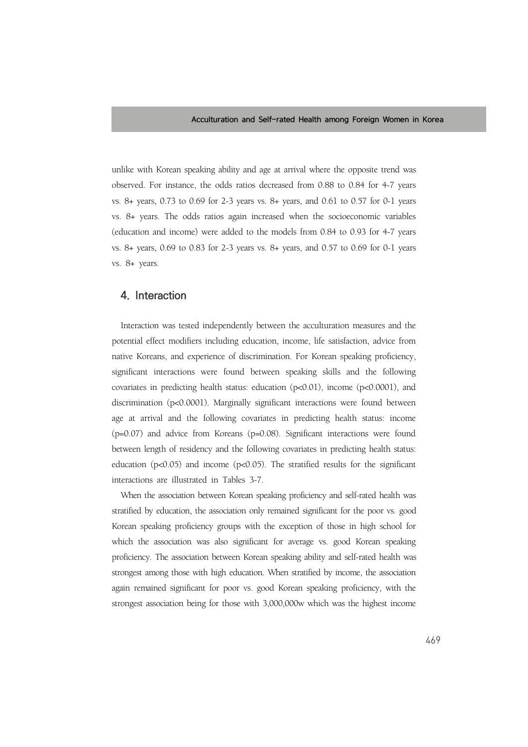unlike with Korean speaking ability and age at arrival where the opposite trend was observed. For instance, the odds ratios decreased from 0.88 to 0.84 for 4-7 years vs. 8+ years, 0.73 to 0.69 for 2-3 years vs. 8+ years, and 0.61 to 0.57 for 0-1 years vs. 8+ years. The odds ratios again increased when the socioeconomic variables (education and income) were added to the models from 0.84 to 0.93 for 4-7 years vs. 8+ years, 0.69 to 0.83 for 2-3 years vs. 8+ years, and 0.57 to 0.69 for 0-1 years vs. 8+ years.

## 4. Interaction

Interaction was tested independently between the acculturation measures and the potential effect modifiers including education, income, life satisfaction, advice from native Koreans, and experience of discrimination. For Korean speaking proficiency, significant interactions were found between speaking skills and the following covariates in predicting health status: education ($p<0.01$), income ($p<0.0001$), and discrimination ($p<0.0001$). Marginally significant interactions were found between age at arrival and the following covariates in predicting health status: income ($p=0.07$) and advice from Koreans ($p=0.08$). Significant interactions were found between length of residency and the following covariates in predicting health status: education ($p<0.05$) and income ($p<0.05$). The stratified results for the significant interactions are illustrated in Tables 3-7.

When the association between Korean speaking proficiency and self-rated health was stratified by education, the association only remained significant for the poor vs. good Korean speaking proficiency groups with the exception of those in high school for which the association was also significant for average vs. good Korean speaking proficiency. The association between Korean speaking ability and self-rated health was strongest among those with high education. When stratified by income, the association again remained significant for poor vs. good Korean speaking proficiency, with the strongest association being for those with 3,000,000w which was the highest income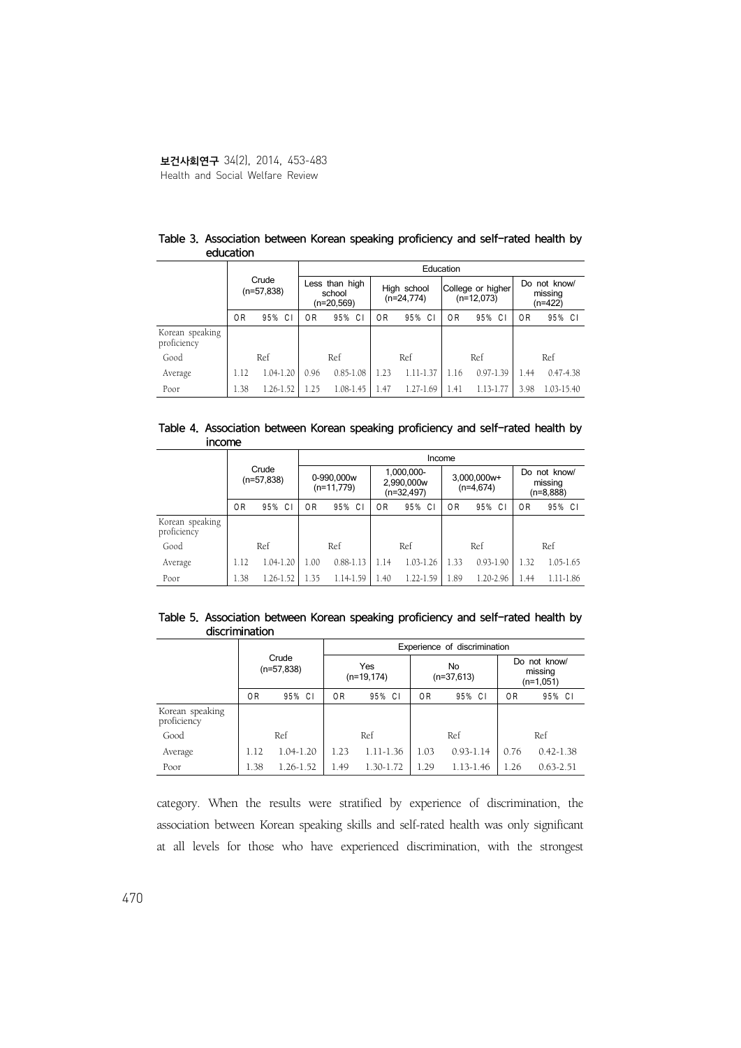Table 3. Association between Korean speaking proficiency and self-rated health by education

| | Crude (n=57,838) | | Education | | | | | | | |
|---|---|---|---|---|---|---|---|---|---|---|
| | | | Less than high school (n=20,569) | | High school (n=24,774) | | College or higher (n=12,073) | | Do not know/ missing (n=422) | |
| | OR | 95% CI | OR | 95% CI | OR | 95% CI | OR | 95% CI | OR | 95% CI |
| Korean speaking proficiency | | | | | | | | | | |
| Good | Ref | | Ref | | Ref | | Ref | | Ref | |
| Average | 1.12 | 1.04-1.20 | 0.96 | 0.85-1.08 | 1.23 | 1.11-1.37 | 1.16 | 0.97-1.39 | 1.44 | 0.47-4.38 |
| Poor | 1.38 | 1.26-1.52 | 1.25 | 1.08-1.45 | 1.47 | 1.27-1.69 | 1.41 | 1.13-1.77 | 3.98 | 1.03-15.40 |

Table 4. Association between Korean speaking proficiency and self-rated health by income

| | Crude (n=57,838) | | Income | | | | | | | |
|---|---|---|---|---|---|---|---|---|---|---|
| | | | 0-990,000w (n=11,779) | | 1,000,000-2,990,000w (n=32,497) | | 3,000,000w+ (n=4,674) | | Do not know/ missing (n=8,888) | |
| | OR | 95% CI | OR | 95% CI | OR | 95% CI | OR | 95% CI | OR | 95% CI |
| Korean speaking proficiency | | | | | | | | | | |
| Good | Ref | | Ref | | Ref | | Ref | | Ref | |
| Average | 1.12 | 1.04-1.20 | 1.00 | 0.88-1.13 | 1.14 | 1.03-1.26 | 1.33 | 0.93-1.90 | 1.32 | 1.05-1.65 |
| Poor | 1.38 | 1.26-1.52 | 1.35 | 1.14-1.59 | 1.40 | 1.22-1.59 | 1.89 | 1.20-2.96 | 1.44 | 1.11-1.86 |

Table 5. Association between Korean speaking proficiency and self-rated health by discrimination

| | Crude (n=57,838) | | Experience of discrimination | | | | | |
|---|---|---|---|---|---|---|---|---|
| | | | Yes (n=19,174) | | No (n=37,613) | | Do not know/ missing (n=1,051) | |
| | OR | 95% CI | OR | 95% CI | OR | 95% CI | OR | 95% CI |
| Korean speaking proficiency | | | | | | | | |
| Good | Ref | | Ref | | Ref | | Ref | |
| Average | 1.12 | 1.04-1.20 | 1.23 | 1.11-1.36 | 1.03 | 0.93-1.14 | 0.76 | 0.42-1.38 |
| Poor | 1.38 | 1.26-1.52 | 1.49 | 1.30-1.72 | 1.29 | 1.13-1.46 | 1.26 | 0.63-2.51 |

category. When the results were stratified by experience of discrimination, the association between Korean speaking skills and self-rated health was only significant at all levels for those who have experienced discrimination, with the strongest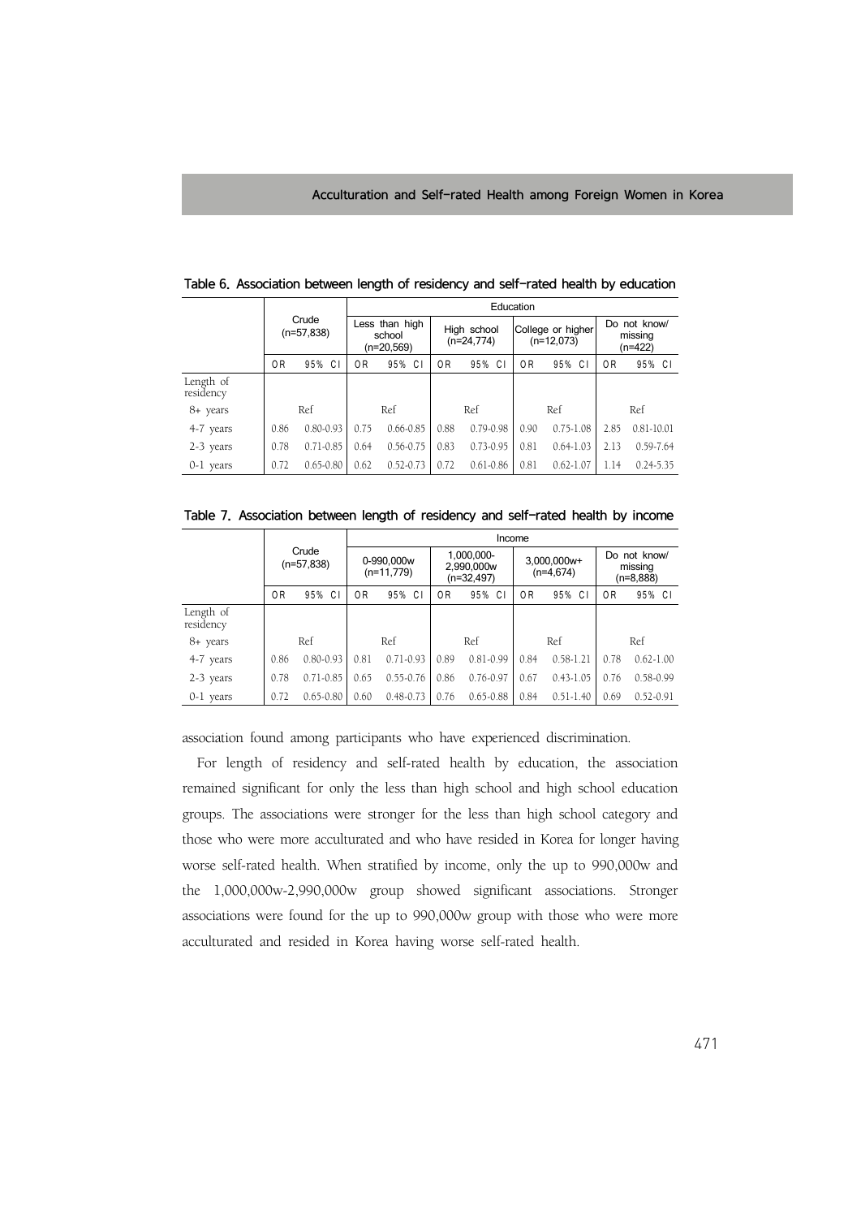Table 6. Association between length of residency and self-rated health by education

| | Crude (n=57,838) | | Education | | | | | | | |
|---|---|---|---|---|---|---|---|---|---|---|
| | | | Less than high school (n=20,569) | | High school (n=24,774) | | College or higher (n=12,073) | | Do not know/ missing (n=422) | |
| | OR | 95% CI | OR | 95% CI | OR | 95% CI | OR | 95% CI | OR | 95% CI |
| Length of residency | | | | | | | | | | |
| 8+ years | Ref | | Ref | | Ref | | Ref | | Ref | |
| 4-7 years | 0.86 | 0.80-0.93 | 0.75 | 0.66-0.85 | 0.88 | 0.79-0.98 | 0.90 | 0.75-1.08 | 2.85 | 0.81-10.01 |
| 2-3 years | 0.78 | 0.71-0.85 | 0.64 | 0.56-0.75 | 0.83 | 0.73-0.95 | 0.81 | 0.64-1.03 | 2.13 | 0.59-7.64 |
| 0-1 years | 0.72 | 0.65-0.80 | 0.62 | 0.52-0.73 | 0.72 | 0.61-0.86 | 0.81 | 0.62-1.07 | 1.14 | 0.24-5.35 |

Table 7. Association between length of residency and self-rated health by income

| | Crude (n=57,838) | | Income | | | | | | | |
|---|---|---|---|---|---|---|---|---|---|---|
| | | | 0-990,000w (n=11,779) | | 1,000,000-2,990,000w (n=32,497) | | 3,000,000w+ (n=4,674) | | Do not know/ missing (n=8,888) | |
| | OR | 95% CI | OR | 95% CI | OR | 95% CI | OR | 95% CI | OR | 95% CI |
| Length of residency | | | | | | | | | | |
| 8+ years | Ref | | Ref | | Ref | | Ref | | Ref | |
| 4-7 years | 0.86 | 0.80-0.93 | 0.81 | 0.71-0.93 | 0.89 | 0.81-0.99 | 0.84 | 0.58-1.21 | 0.78 | 0.62-1.00 |
| 2-3 years | 0.78 | 0.71-0.85 | 0.65 | 0.55-0.76 | 0.86 | 0.76-0.97 | 0.67 | 0.43-1.05 | 0.76 | 0.58-0.99 |
| 0-1 years | 0.72 | 0.65-0.80 | 0.60 | 0.48-0.73 | 0.76 | 0.65-0.88 | 0.84 | 0.51-1.40 | 0.69 | 0.52-0.91 |

association found among participants who have experienced discrimination.

For length of residency and self-rated health by education, the association remained significant for only the less than high school and high school education groups. The associations were stronger for the less than high school category and those who were more acculturated and who have resided in Korea for longer having worse self-rated health. When stratified by income, only the up to 990,000w and the 1,000,000w-2,990,000w group showed significant associations. Stronger associations were found for the up to 990,000w group with those who were more acculturated and resided in Korea having worse self-rated health.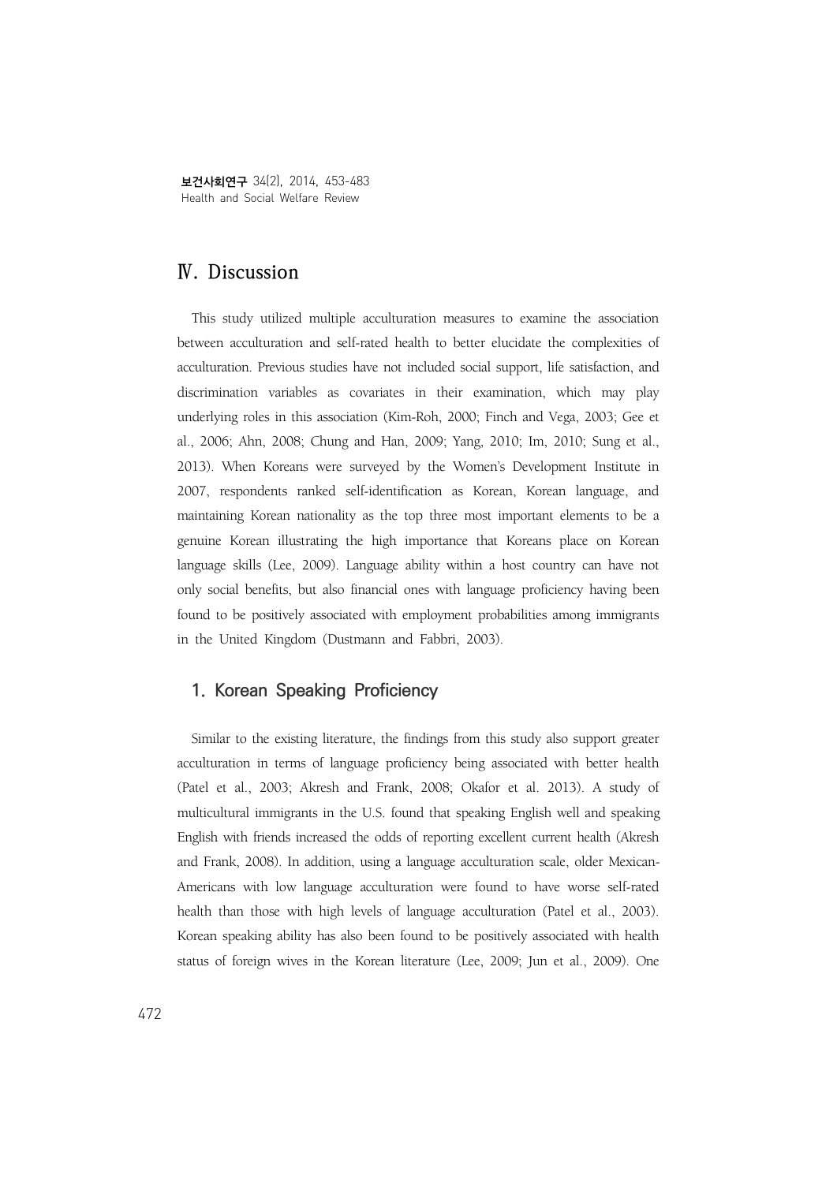# Ⅳ. Discussion

This study utilized multiple acculturation measures to examine the association between acculturation and self-rated health to better elucidate the complexities of acculturation. Previous studies have not included social support, life satisfaction, and discrimination variables as covariates in their examination, which may play underlying roles in this association (Kim-Roh, 2000; Finch and Vega, 2003; Gee et al., 2006; Ahn, 2008; Chung and Han, 2009; Yang, 2010; Im, 2010; Sung et al., 2013). When Koreans were surveyed by the Women's Development Institute in 2007, respondents ranked self-identification as Korean, Korean language, and maintaining Korean nationality as the top three most important elements to be a genuine Korean illustrating the high importance that Koreans place on Korean language skills (Lee, 2009). Language ability within a host country can have not only social benefits, but also financial ones with language proficiency having been found to be positively associated with employment probabilities among immigrants in the United Kingdom (Dustmann and Fabbri, 2003).

## 1. Korean Speaking Proficiency

Similar to the existing literature, the findings from this study also support greater acculturation in terms of language proficiency being associated with better health (Patel et al., 2003; Akresh and Frank, 2008; Okafor et al. 2013). A study of multicultural immigrants in the U.S. found that speaking English well and speaking English with friends increased the odds of reporting excellent current health (Akresh and Frank, 2008). In addition, using a language acculturation scale, older Mexican-Americans with low language acculturation were found to have worse self-rated health than those with high levels of language acculturation (Patel et al., 2003). Korean speaking ability has also been found to be positively associated with health status of foreign wives in the Korean literature (Lee, 2009; Jun et al., 2009). One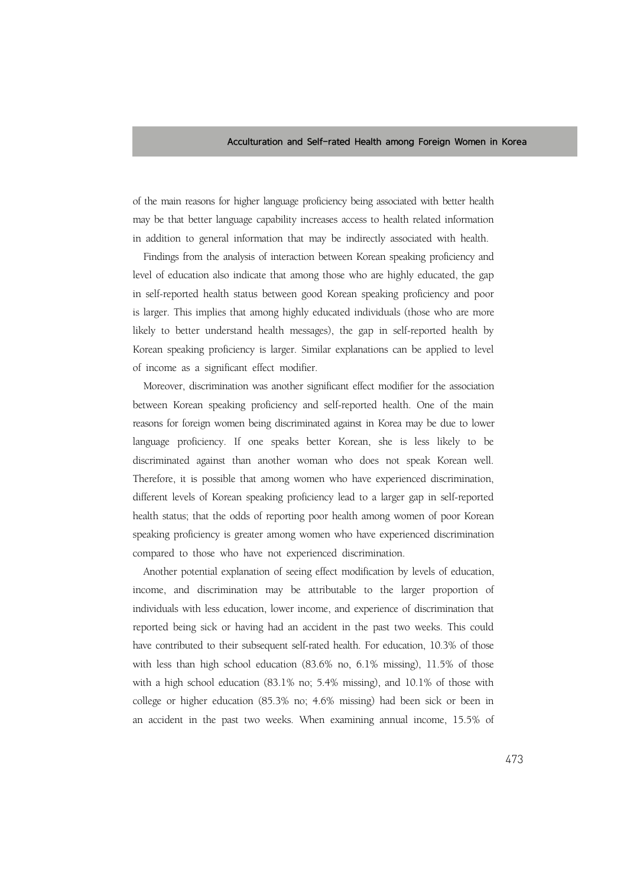of the main reasons for higher language proficiency being associated with better health may be that better language capability increases access to health related information in addition to general information that may be indirectly associated with health.

Findings from the analysis of interaction between Korean speaking proficiency and level of education also indicate that among those who are highly educated, the gap in self-reported health status between good Korean speaking proficiency and poor is larger. This implies that among highly educated individuals (those who are more likely to better understand health messages), the gap in self-reported health by Korean speaking proficiency is larger. Similar explanations can be applied to level of income as a significant effect modifier.

Moreover, discrimination was another significant effect modifier for the association between Korean speaking proficiency and self-reported health. One of the main reasons for foreign women being discriminated against in Korea may be due to lower language proficiency. If one speaks better Korean, she is less likely to be discriminated against than another woman who does not speak Korean well. Therefore, it is possible that among women who have experienced discrimination, different levels of Korean speaking proficiency lead to a larger gap in self-reported health status; that the odds of reporting poor health among women of poor Korean speaking proficiency is greater among women who have experienced discrimination compared to those who have not experienced discrimination.

Another potential explanation of seeing effect modification by levels of education, income, and discrimination may be attributable to the larger proportion of individuals with less education, lower income, and experience of discrimination that reported being sick or having had an accident in the past two weeks. This could have contributed to their subsequent self-rated health. For education, 10.3% of those with less than high school education (83.6% no, 6.1% missing), 11.5% of those with a high school education (83.1% no; 5.4% missing), and 10.1% of those with college or higher education (85.3% no; 4.6% missing) had been sick or been in an accident in the past two weeks. When examining annual income, 15.5% of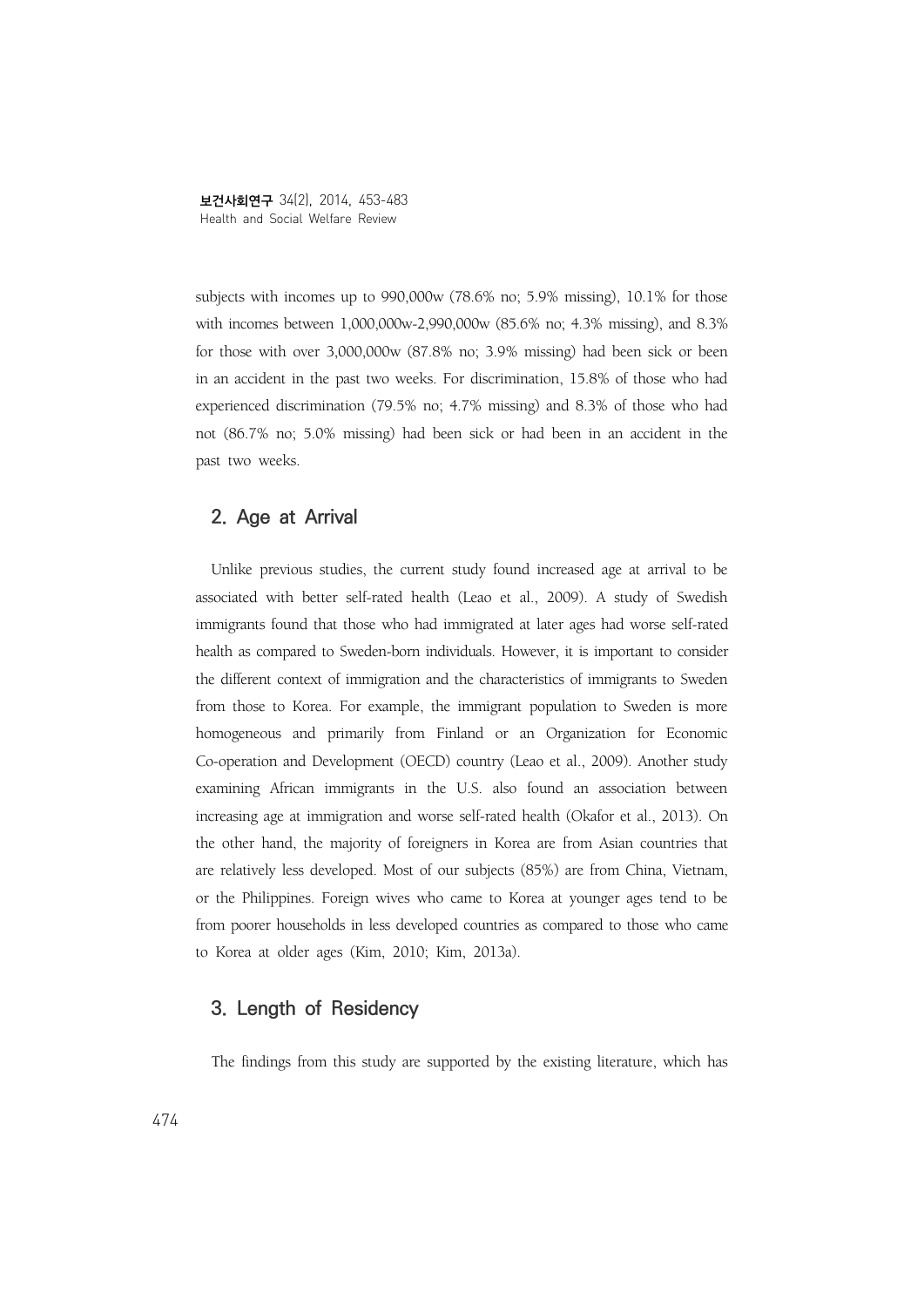subjects with incomes up to 990,000w (78.6% no; 5.9% missing), 10.1% for those with incomes between 1,000,000w-2,990,000w (85.6% no; 4.3% missing), and 8.3% for those with over 3,000,000w (87.8% no; 3.9% missing) had been sick or been in an accident in the past two weeks. For discrimination, 15.8% of those who had experienced discrimination (79.5% no; 4.7% missing) and 8.3% of those who had not (86.7% no; 5.0% missing) had been sick or had been in an accident in the past two weeks.

## 2. Age at Arrival

Unlike previous studies, the current study found increased age at arrival to be associated with better self-rated health (Leao et al., 2009). A study of Swedish immigrants found that those who had immigrated at later ages had worse self-rated health as compared to Sweden-born individuals. However, it is important to consider the different context of immigration and the characteristics of immigrants to Sweden from those to Korea. For example, the immigrant population to Sweden is more homogeneous and primarily from Finland or an Organization for Economic Co-operation and Development (OECD) country (Leao et al., 2009). Another study examining African immigrants in the U.S. also found an association between increasing age at immigration and worse self-rated health (Okafor et al., 2013). On the other hand, the majority of foreigners in Korea are from Asian countries that are relatively less developed. Most of our subjects (85%) are from China, Vietnam, or the Philippines. Foreign wives who came to Korea at younger ages tend to be from poorer households in less developed countries as compared to those who came to Korea at older ages (Kim, 2010; Kim, 2013a).

## 3. Length of Residency

The findings from this study are supported by the existing literature, which has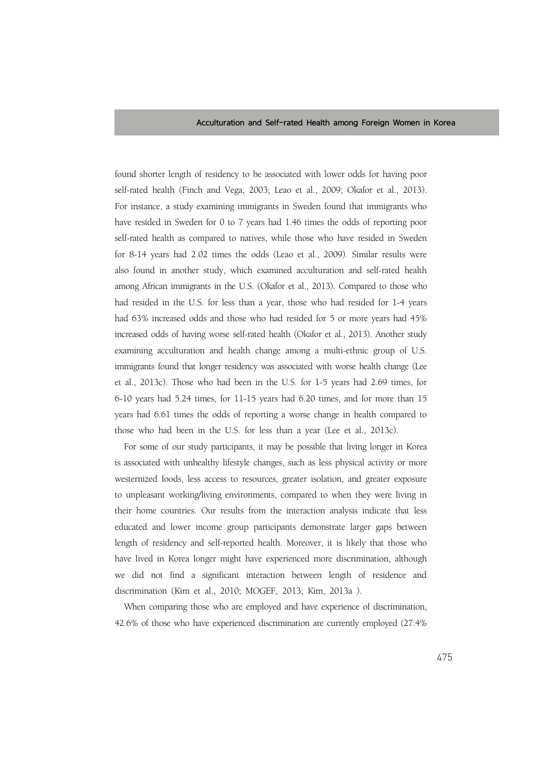found shorter length of residency to be associated with lower odds for having poor self-rated health (Finch and Vega, 2003; Leao et al., 2009; Okafor et al., 2013). For instance, a study examining immigrants in Sweden found that immigrants who have resided in Sweden for 0 to 7 years had 1.46 times the odds of reporting poor self-rated health as compared to natives, while those who have resided in Sweden for 8-14 years had 2.02 times the odds (Leao et al., 2009). Similar results were also found in another study, which examined acculturation and self-rated health among African immigrants in the U.S. (Okafor et al., 2013). Compared to those who had resided in the U.S. for less than a year, those who had resided for 1-4 years had 63% increased odds and those who had resided for 5 or more years had 45% increased odds of having worse self-rated health (Okafor et al., 2013). Another study examining acculturation and health change among a multi-ethnic group of U.S. immigrants found that longer residency was associated with worse health change (Lee et al., 2013c). Those who had been in the U.S. for 1-5 years had 2.69 times, for 6-10 years had 5.24 times, for 11-15 years had 6.20 times, and for more than 15 years had 6.61 times the odds of reporting a worse change in health compared to those who had been in the U.S. for less than a year (Lee et al., 2013c).

For some of our study participants, it may be possible that living longer in Korea is associated with unhealthy lifestyle changes, such as less physical activity or more westernized foods, less access to resources, greater isolation, and greater exposure to unpleasant working/living environments, compared to when they were living in their home countries. Our results from the interaction analysis indicate that less educated and lower income group participants demonstrate larger gaps between length of residency and self-reported health. Moreover, it is likely that those who have lived in Korea longer might have experienced more discrimination, although we did not find a significant interaction between length of residence and discrimination (Kim et al., 2010; MOGEF, 2013; Kim, 2013a ).

When comparing those who are employed and have experience of discrimination, 42.6% of those who have experienced discrimination are currently employed (27.4%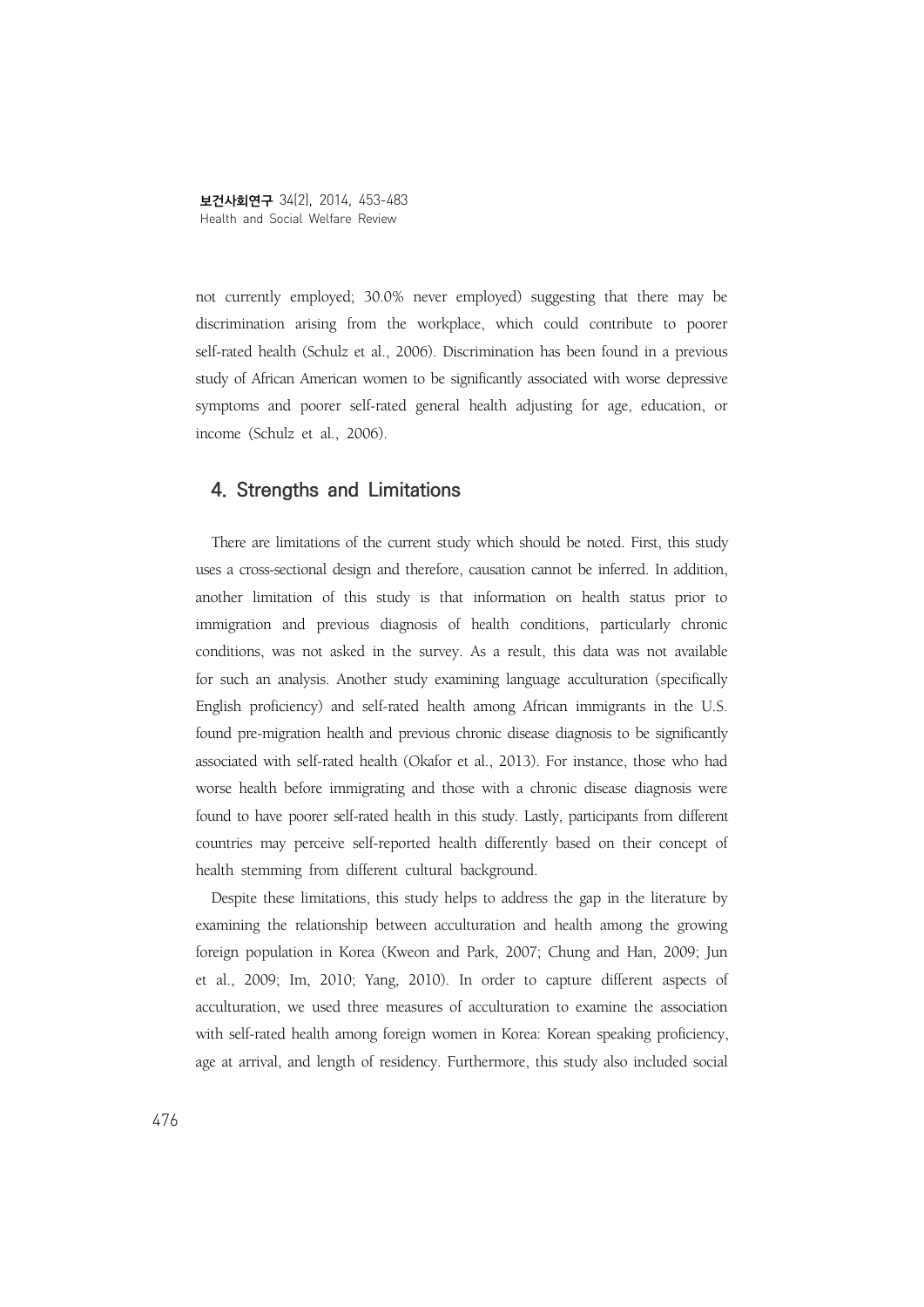not currently employed; 30.0% never employed) suggesting that there may be discrimination arising from the workplace, which could contribute to poorer self-rated health (Schulz et al., 2006). Discrimination has been found in a previous study of African American women to be significantly associated with worse depressive symptoms and poorer self-rated general health adjusting for age, education, or income (Schulz et al., 2006).

## 4. Strengths and Limitations

There are limitations of the current study which should be noted. First, this study uses a cross-sectional design and therefore, causation cannot be inferred. In addition, another limitation of this study is that information on health status prior to immigration and previous diagnosis of health conditions, particularly chronic conditions, was not asked in the survey. As a result, this data was not available for such an analysis. Another study examining language acculturation (specifically English proficiency) and self-rated health among African immigrants in the U.S. found pre-migration health and previous chronic disease diagnosis to be significantly associated with self-rated health (Okafor et al., 2013). For instance, those who had worse health before immigrating and those with a chronic disease diagnosis were found to have poorer self-rated health in this study. Lastly, participants from different countries may perceive self-reported health differently based on their concept of health stemming from different cultural background.

Despite these limitations, this study helps to address the gap in the literature by examining the relationship between acculturation and health among the growing foreign population in Korea (Kweon and Park, 2007; Chung and Han, 2009; Jun et al., 2009; Im, 2010; Yang, 2010). In order to capture different aspects of acculturation, we used three measures of acculturation to examine the association with self-rated health among foreign women in Korea: Korean speaking proficiency, age at arrival, and length of residency. Furthermore, this study also included social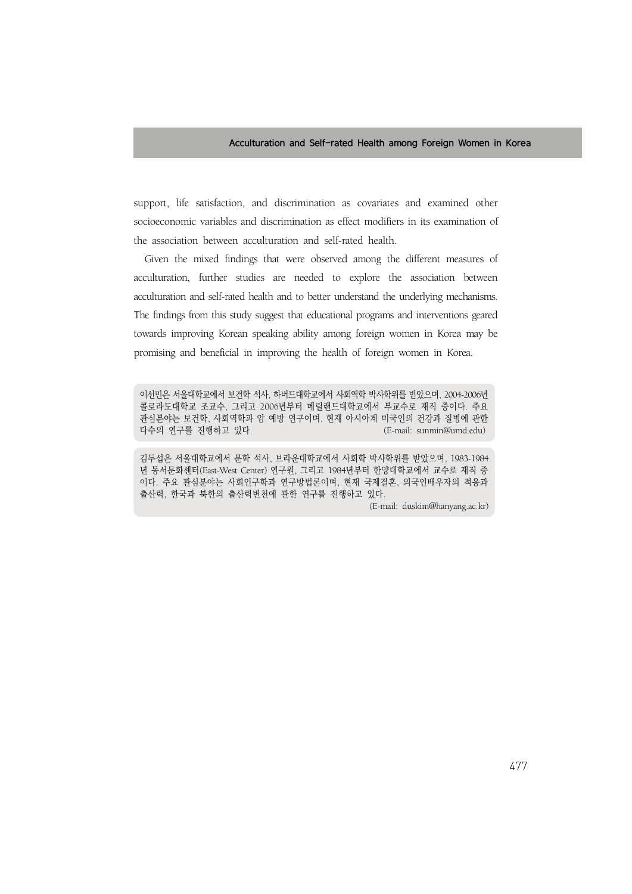support, life satisfaction, and discrimination as covariates and examined other socioeconomic variables and discrimination as effect modifiers in its examination of the association between acculturation and self-rated health.

Given the mixed findings that were observed among the different measures of acculturation, further studies are needed to explore the association between acculturation and self-rated health and to better understand the underlying mechanisms. The findings from this study suggest that educational programs and interventions geared towards improving Korean speaking ability among foreign women in Korea may be promising and beneficial in improving the health of foreign women in Korea.

이선민은 서울대학교에서 보건학 석사, 하버드대학교에서 사회역학 박사학위를 받았으며, 2004-2006년 콜로라도대학교 조교수, 그리고 2006년부터 메릴랜드대학교에서 부교수로 재직 중이다. 주요 관심분야는 보건학, 사회역학과 암 예방 연구이며, 현재 아시아계 미국인의 건강과 질병에 관한 다수의 연구를 진행하고 있다. (E-mail: sunmin@umd.edu)

김두섭은 서울대학교에서 문학 석사, 브라운대학교에서 사회학 박사학위를 받았으며, 1983-1984년 동서문화센터(East-West Center) 연구원, 그리고 1984년부터 한양대학교에서 교수로 재직 중이다. 주요 관심분야는 사회인구학과 연구방법론이며, 현재 국제결혼, 외국인배우자의 적응과 출산력, 한국과 북한의 출산력변천에 관한 연구를 진행하고 있다. (E-mail: duskim@hanyang.ac.kr)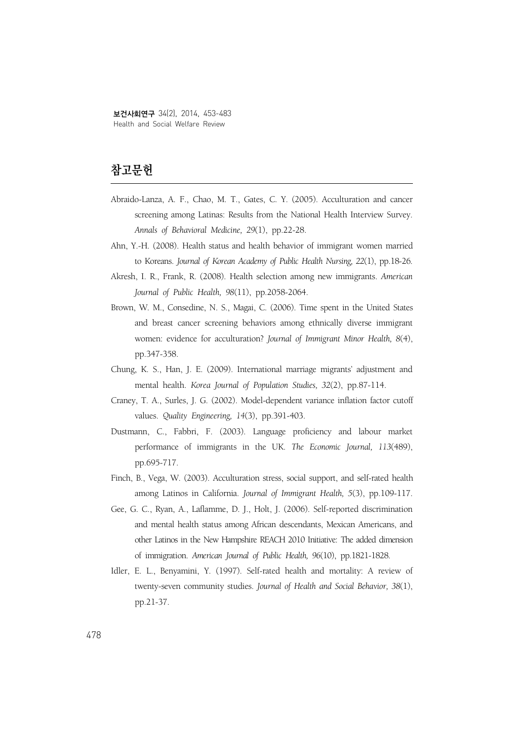# 참고문헌

Abraido-Lanza, A. F., Chao, M. T., Gates, C. Y. (2005). Acculturation and cancer screening among Latinas: Results from the National Health Interview Survey. *Annals of Behavioral Medicine, 29*(1), pp.22-28.

Ahn, Y.-H. (2008). Health status and health behavior of immigrant women married to Koreans. *Journal of Korean Academy of Public Health Nursing, 22*(1), pp.18-26.

Akresh, I. R., Frank, R. (2008). Health selection among new immigrants. *American Journal of Public Health, 98*(11), pp.2058-2064.

Brown, W. M., Consedine, N. S., Magai, C. (2006). Time spent in the United States and breast cancer screening behaviors among ethnically diverse immigrant women: evidence for acculturation? *Journal of Immigrant Minor Health, 8*(4), pp.347-358.

Chung, K. S., Han, J. E. (2009). International marriage migrants' adjustment and mental health. *Korea Journal of Population Studies, 32*(2), pp.87-114.

Craney, T. A., Surles, J. G. (2002). Model-dependent variance inflation factor cutoff values. *Quality Engineering, 14*(3), pp.391-403.

Dustmann, C., Fabbri, F. (2003). Language proficiency and labour market performance of immigrants in the UK. *The Economic Journal, 113*(489), pp.695-717.

Finch, B., Vega, W. (2003). Acculturation stress, social support, and self-rated health among Latinos in California. *Journal of Immigrant Health, 5*(3), pp.109-117.

Gee, G. C., Ryan, A., Laflamme, D. J., Holt, J. (2006). Self-reported discrimination and mental health status among African descendants, Mexican Americans, and other Latinos in the New Hampshire REACH 2010 Initiative: The added dimension of immigration. *American Journal of Public Health, 96*(10), pp.1821-1828.

Idler, E. L., Benyamini, Y. (1997). Self-rated health and mortality: A review of twenty-seven community studies. *Journal of Health and Social Behavior, 38*(1), pp.21-37.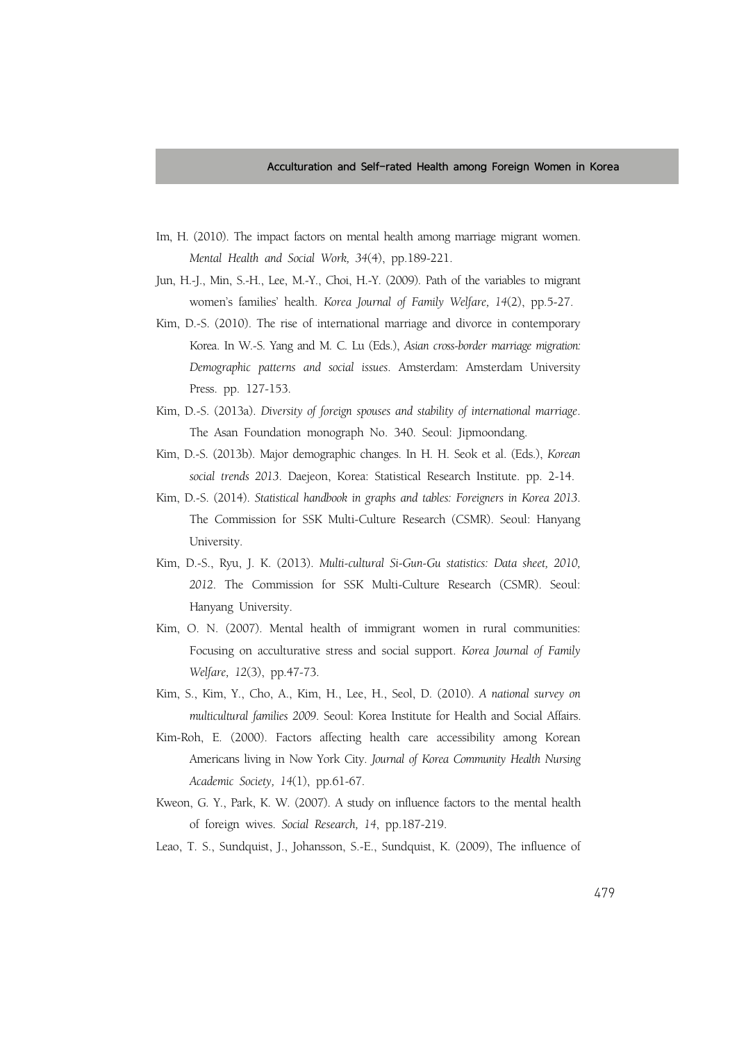Im, H. (2010). The impact factors on mental health among marriage migrant women. *Mental Health and Social Work, 34*(4), pp.189-221.

Jun, H.-J., Min, S.-H., Lee, M.-Y., Choi, H.-Y. (2009). Path of the variables to migrant women's families' health. *Korea Journal of Family Welfare, 14*(2), pp.5-27.

Kim, D.-S. (2010). The rise of international marriage and divorce in contemporary Korea. In W.-S. Yang and M. C. Lu (Eds.), *Asian cross-border marriage migration: Demographic patterns and social issues*. Amsterdam: Amsterdam University Press. pp. 127-153.

Kim, D.-S. (2013a). *Diversity of foreign spouses and stability of international marriage*. The Asan Foundation monograph No. 340. Seoul: Jipmoondang.

Kim, D.-S. (2013b). Major demographic changes. In H. H. Seok et al. (Eds.), *Korean social trends 2013*. Daejeon, Korea: Statistical Research Institute. pp. 2-14.

Kim, D.-S. (2014). *Statistical handbook in graphs and tables: Foreigners in Korea 2013*. The Commission for SSK Multi-Culture Research (CSMR). Seoul: Hanyang University.

Kim, D.-S., Ryu, J. K. (2013). *Multi-cultural Si-Gun-Gu statistics: Data sheet, 2010, 2012*. The Commission for SSK Multi-Culture Research (CSMR). Seoul: Hanyang University.

Kim, O. N. (2007). Mental health of immigrant women in rural communities: Focusing on acculturative stress and social support. *Korea Journal of Family Welfare, 12*(3), pp.47-73.

Kim, S., Kim, Y., Cho, A., Kim, H., Lee, H., Seol, D. (2010). *A national survey on multicultural families 2009*. Seoul: Korea Institute for Health and Social Affairs.

Kim-Roh, E. (2000). Factors affecting health care accessibility among Korean Americans living in Now York City. *Journal of Korea Community Health Nursing Academic Society, 14*(1), pp.61-67.

Kweon, G. Y., Park, K. W. (2007). A study on influence factors to the mental health of foreign wives. *Social Research, 14*, pp.187-219.

Leao, T. S., Sundquist, J., Johansson, S.-E., Sundquist, K. (2009), The influence of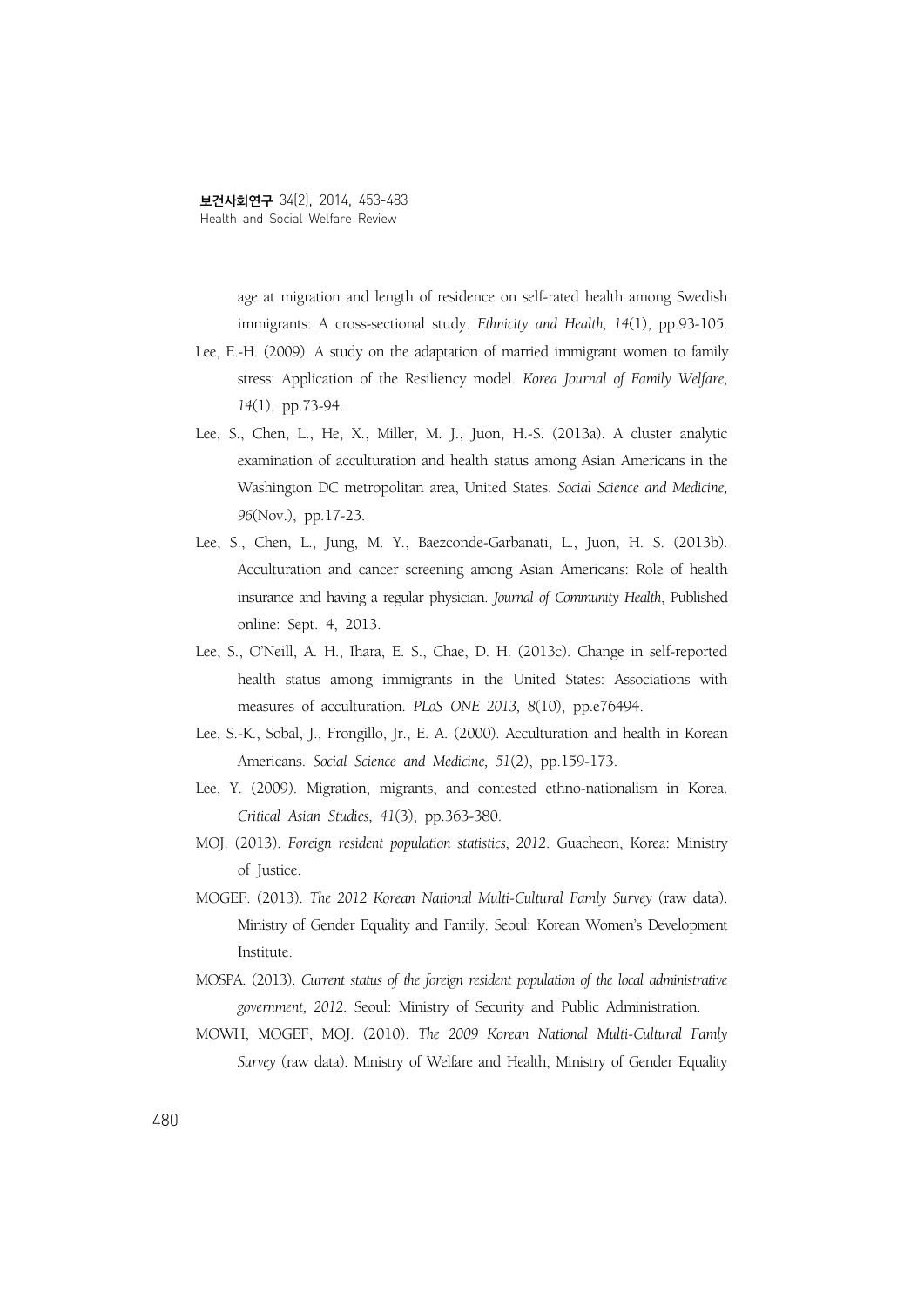age at migration and length of residence on self-rated health among Swedish immigrants: A cross-sectional study. *Ethnicity and Health, 14*(1), pp.93-105.

Lee, E.-H. (2009). A study on the adaptation of married immigrant women to family stress: Application of the Resiliency model. *Korea Journal of Family Welfare, 14*(1), pp.73-94.

Lee, S., Chen, L., He, X., Miller, M. J., Juon, H.-S. (2013a). A cluster analytic examination of acculturation and health status among Asian Americans in the Washington DC metropolitan area, United States. *Social Science and Medicine, 96*(Nov.), pp.17-23.

Lee, S., Chen, L., Jung, M. Y., Baezconde-Garbanati, L., Juon, H. S. (2013b). Acculturation and cancer screening among Asian Americans: Role of health insurance and having a regular physician. *Journal of Community Health*, Published online: Sept. 4, 2013.

Lee, S., O'Neill, A. H., Ihara, E. S., Chae, D. H. (2013c). Change in self-reported health status among immigrants in the United States: Associations with measures of acculturation. *PLoS ONE 2013, 8*(10), pp.e76494.

Lee, S.-K., Sobal, J., Frongillo, Jr., E. A. (2000). Acculturation and health in Korean Americans. *Social Science and Medicine, 51*(2), pp.159-173.

Lee, Y. (2009). Migration, migrants, and contested ethno-nationalism in Korea. *Critical Asian Studies, 41*(3), pp.363-380.

MOJ. (2013). *Foreign resident population statistics, 2012*. Guacheon, Korea: Ministry of Justice.

MOGEF. (2013). *The 2012 Korean National Multi-Cultural Famly Survey* (raw data). Ministry of Gender Equality and Family. Seoul: Korean Women's Development Institute.

MOSPA. (2013). *Current status of the foreign resident population of the local administrative government, 2012*. Seoul: Ministry of Security and Public Administration.

MOWH, MOGEF, MOJ. (2010). *The 2009 Korean National Multi-Cultural Famly Survey* (raw data). Ministry of Welfare and Health, Ministry of Gender Equality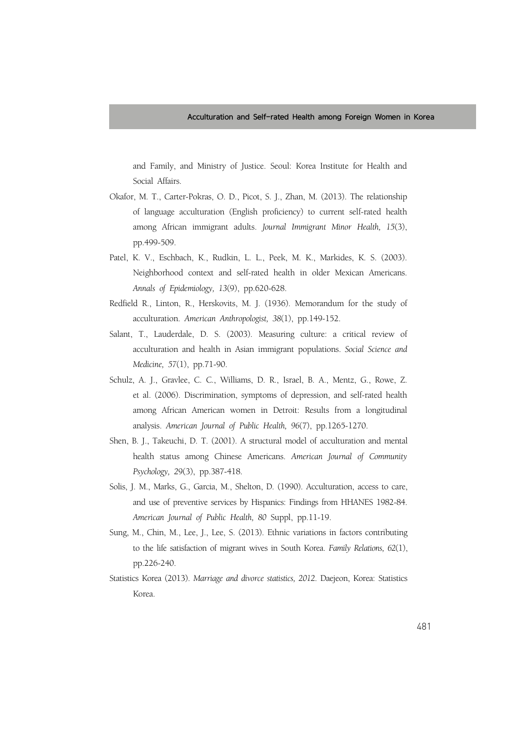and Family, and Ministry of Justice. Seoul: Korea Institute for Health and Social Affairs.

Okafor, M. T., Carter-Pokras, O. D., Picot, S. J., Zhan, M. (2013). The relationship of language acculturation (English proficiency) to current self-rated health among African immigrant adults. *Journal Immigrant Minor Health, 15*(3), pp.499-509.

Patel, K. V., Eschbach, K., Rudkin, L. L., Peek, M. K., Markides, K. S. (2003). Neighborhood context and self-rated health in older Mexican Americans. *Annals of Epidemiology, 13*(9), pp.620-628.

Redfield R., Linton, R., Herskovits, M. J. (1936). Memorandum for the study of acculturation. *American Anthropologist, 38*(1), pp.149-152.

Salant, T., Lauderdale, D. S. (2003). Measuring culture: a critical review of acculturation and health in Asian immigrant populations. *Social Science and Medicine, 57*(1), pp.71-90.

Schulz, A. J., Gravlee, C. C., Williams, D. R., Israel, B. A., Mentz, G., Rowe, Z. et al. (2006). Discrimination, symptoms of depression, and self-rated health among African American women in Detroit: Results from a longitudinal analysis. *American Journal of Public Health, 96*(7), pp.1265-1270.

Shen, B. J., Takeuchi, D. T. (2001). A structural model of acculturation and mental health status among Chinese Americans. *American Journal of Community Psychology, 29*(3), pp.387-418.

Solis, J. M., Marks, G., Garcia, M., Shelton, D. (1990). Acculturation, access to care, and use of preventive services by Hispanics: Findings from HHANES 1982-84. *American Journal of Public Health, 80* Suppl, pp.11-19.

Sung, M., Chin, M., Lee, J., Lee, S. (2013). Ethnic variations in factors contributing to the life satisfaction of migrant wives in South Korea. *Family Relations, 62*(1), pp.226-240.

Statistics Korea (2013). *Marriage and divorce statistics, 2012*. Daejeon, Korea: Statistics Korea.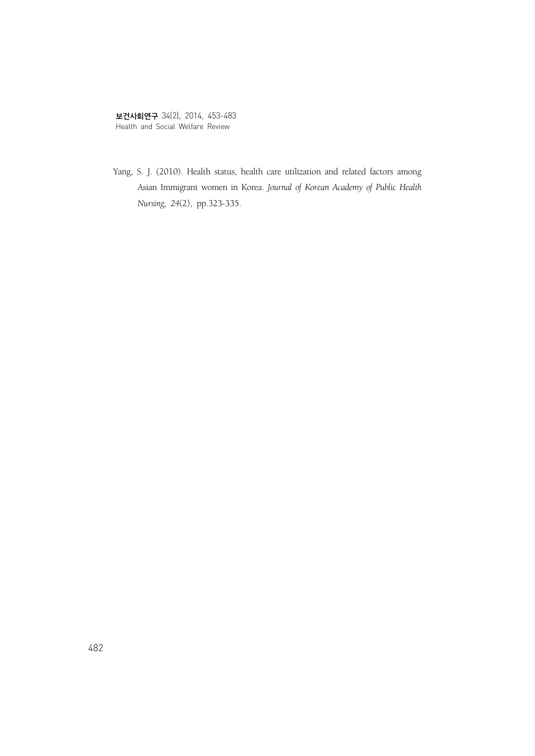Yang, S. J. (2010). Health status, health care utilization and related factors among Asian Immigrant women in Korea. *Journal of Korean Academy of Public Health Nursing, 24*(2), pp.323-335.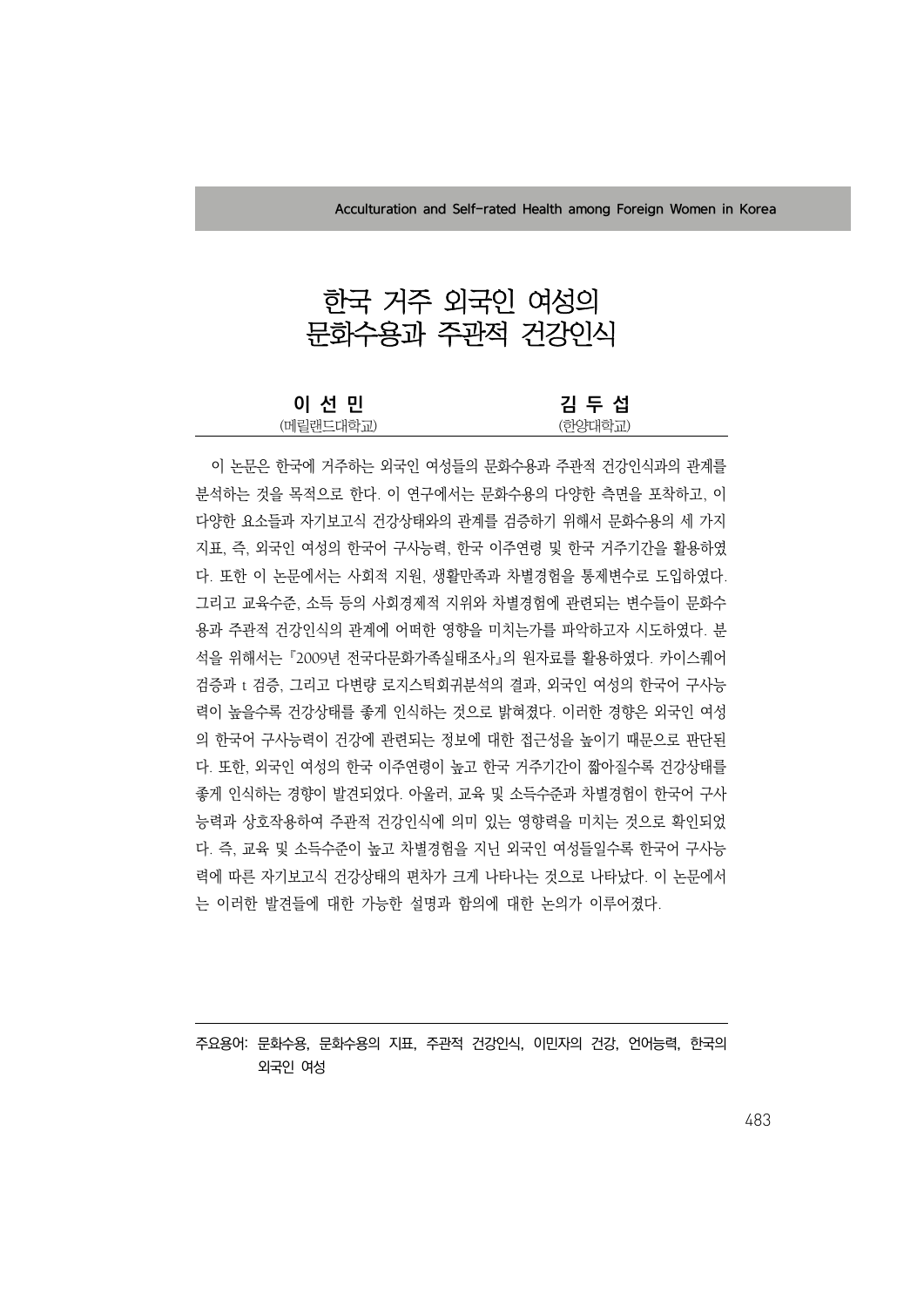Acculturation and Self-rated Health among Foreign Women in Korea

# 한국 거주 외국인 여성의 문화수용과 주관적 건강인식

**이 선 민**
(메릴랜드대학교)

**김 두 섭**
(한양대학교)

이 논문은 한국에 거주하는 외국인 여성들의 문화수용과 주관적 건강인식과의 관계를 분석하는 것을 목적으로 한다. 이 연구에서는 문화수용의 다양한 측면을 포착하고, 이 다양한 요소들과 자기보고식 건강상태와의 관계를 검증하기 위해서 문화수용의 세 가지 지표, 즉, 외국인 여성의 한국어 구사능력, 한국 이주연령 및 한국 거주기간을 활용하였다. 또한 이 논문에서는 사회적 지원, 생활만족과 차별경험을 통제변수로 도입하였다. 그리고 교육수준, 소득 등의 사회경제적 지위와 차별경험에 관련되는 변수들이 문화수용과 주관적 건강인식의 관계에 어떠한 영향을 미치는가를 파악하고자 시도하였다. 분석을 위해서는 『2009년 전국다문화가족실태조사』의 원자료를 활용하였다. 카이스퀘어 검증과 t 검증, 그리고 다변량 로지스틱회귀분석의 결과, 외국인 여성의 한국어 구사능력이 높을수록 건강상태를 좋게 인식하는 것으로 밝혀졌다. 이러한 경향은 외국인 여성의 한국어 구사능력이 건강에 관련되는 정보에 대한 접근성을 높이기 때문으로 판단된다. 또한, 외국인 여성의 한국 이주연령이 높고 한국 거주기간이 짧아질수록 건강상태를 좋게 인식하는 경향이 발견되었다. 아울러, 교육 및 소득수준과 차별경험이 한국어 구사능력과 상호작용하여 주관적 건강인식에 의미 있는 영향력을 미치는 것으로 확인되었다. 즉, 교육 및 소득수준이 높고 차별경험을 지닌 외국인 여성들일수록 한국어 구사능력에 따른 자기보고식 건강상태의 편차가 크게 나타나는 것으로 나타났다. 이 논문에서는 이러한 발견들에 대한 가능한 설명과 함의에 대한 논의가 이루어졌다.

주요용어: 문화수용, 문화수용의 지표, 주관적 건강인식, 이민자의 건강, 언어능력, 한국의 외국인 여성